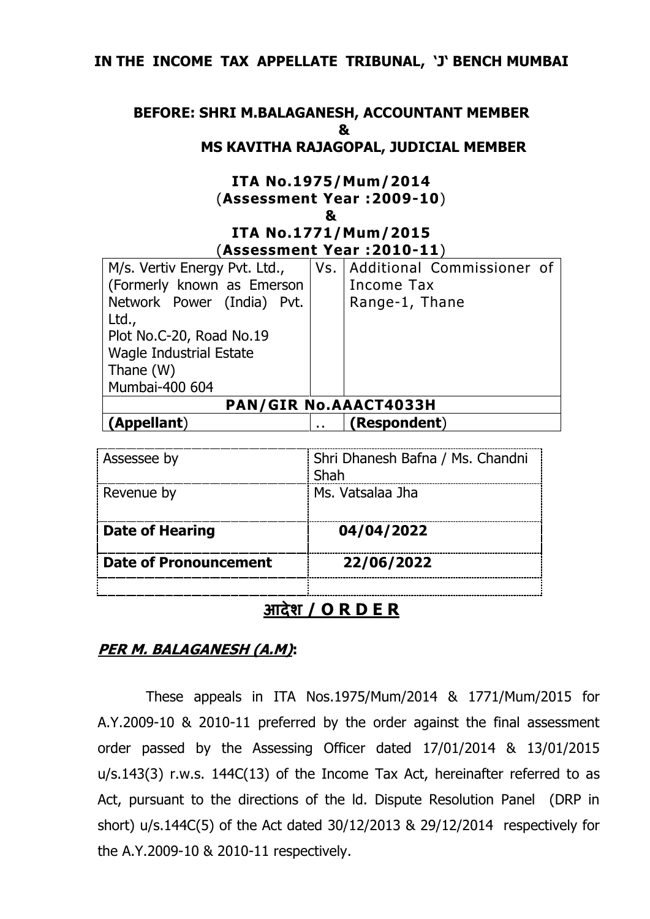**IN THE INCOME TAX APPELLATE TRIBUNAL, 'J' BENCH MUMBAI**

**BEFORE: SHRI M.BALAGANESH, ACCOUNTANT MEMBER**
**&**
**MS KAVITHA RAJAGOPAL, JUDICIAL MEMBER**

**ITA No.1975/Mum/2014**
(**Assessment Year :2009-10**)
**&**
**ITA No.1771/Mum/2015**
(**Assessment Year :2010-11**)

| M/s. Vertiv Energy Pvt. Ltd., (Formerly known as Emerson Network Power (India) Pvt. Ltd., Plot No.C-20, Road No.19 Wagle Industrial Estate Thane (W) Mumbai-400 604 | Vs. | Additional Commissioner of Income Tax Range-1, Thane |
|---|---|---|
| **PAN/GIR No.AAACT4033H** | | |
| **(Appellant)** | .. | **(Respondent)** |

| Assessee by | Shri Dhanesh Bafna / Ms. Chandni Shah |
|---|---|
| Revenue by | Ms. Vatsalaa Jha |
| **Date of Hearing** | **04/04/2022** |
| **Date of Pronouncement** | **22/06/2022** |

## आदेश / O R D E R

***PER M. BALAGANESH (A.M)*:**

These appeals in ITA Nos.1975/Mum/2014 & 1771/Mum/2015 for A.Y.2009-10 & 2010-11 preferred by the order against the final assessment order passed by the Assessing Officer dated 17/01/2014 & 13/01/2015 u/s.143(3) r.w.s. 144C(13) of the Income Tax Act, hereinafter referred to as Act, pursuant to the directions of the ld. Dispute Resolution Panel (DRP in short) u/s.144C(5) of the Act dated 30/12/2013 & 29/12/2014 respectively for the A.Y.2009-10 & 2010-11 respectively.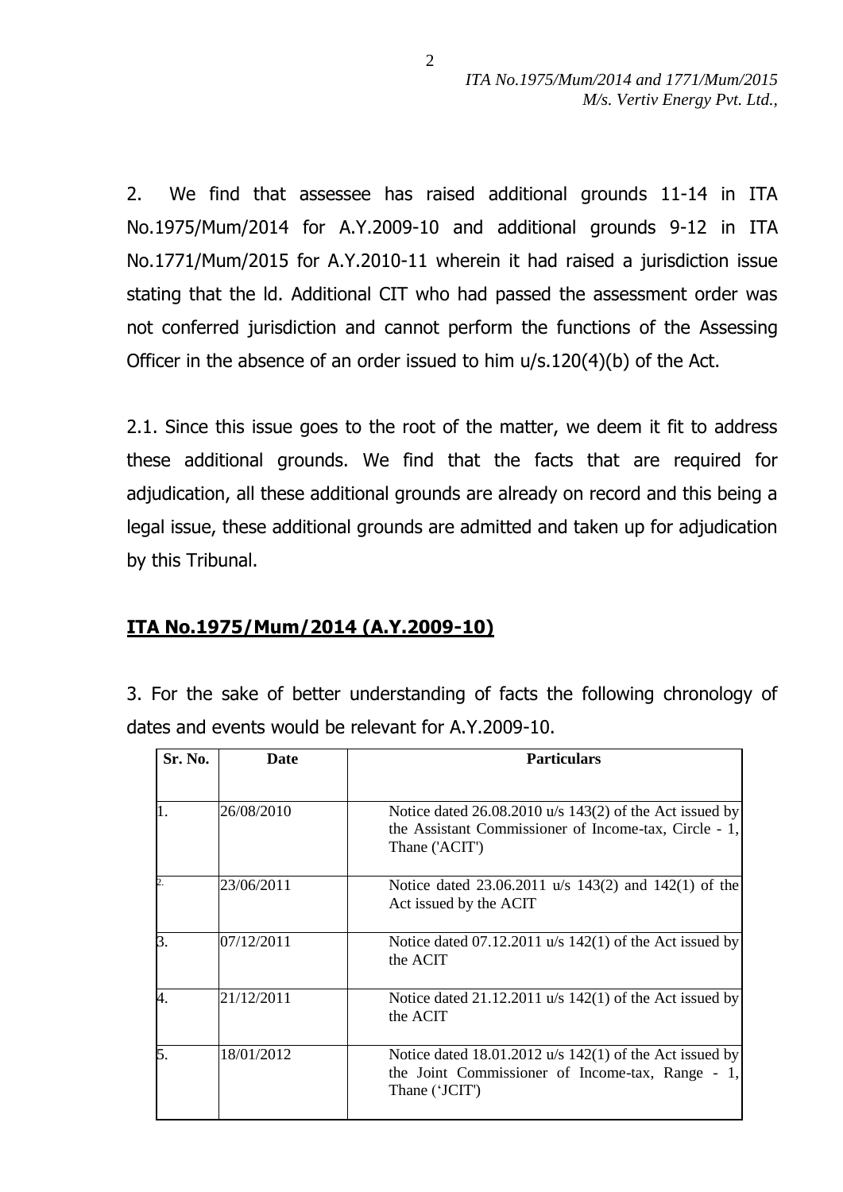2. We find that assessee has raised additional grounds 11-14 in ITA No.1975/Mum/2014 for A.Y.2009-10 and additional grounds 9-12 in ITA No.1771/Mum/2015 for A.Y.2010-11 wherein it had raised a jurisdiction issue stating that the ld. Additional CIT who had passed the assessment order was not conferred jurisdiction and cannot perform the functions of the Assessing Officer in the absence of an order issued to him u/s.120(4)(b) of the Act.

2.1. Since this issue goes to the root of the matter, we deem it fit to address these additional grounds. We find that the facts that are required for adjudication, all these additional grounds are already on record and this being a legal issue, these additional grounds are admitted and taken up for adjudication by this Tribunal.

## ITA No.1975/Mum/2014 (A.Y.2009-10)

3. For the sake of better understanding of facts the following chronology of dates and events would be relevant for A.Y.2009-10.

| Sr. No. | Date | Particulars |
|---|---|---|
| 1. | 26/08/2010 | Notice dated 26.08.2010 u/s 143(2) of the Act issued by the Assistant Commissioner of Income-tax, Circle - 1, Thane ('ACIT') |
| 2. | 23/06/2011 | Notice dated 23.06.2011 u/s 143(2) and 142(1) of the Act issued by the ACIT |
| 3. | 07/12/2011 | Notice dated 07.12.2011 u/s 142(1) of the Act issued by the ACIT |
| 4. | 21/12/2011 | Notice dated 21.12.2011 u/s 142(1) of the Act issued by the ACIT |
| 5. | 18/01/2012 | Notice dated 18.01.2012 u/s 142(1) of the Act issued by the Joint Commissioner of Income-tax, Range - 1, Thane ('JCIT') |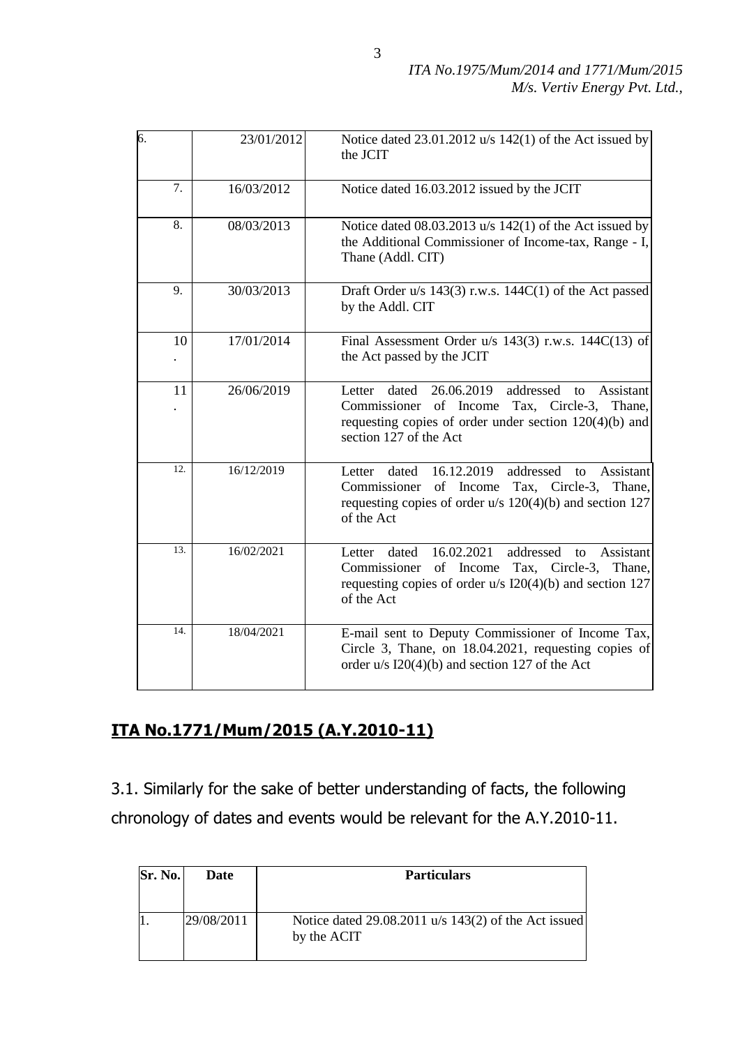| | | |
|---|---|---|
| 6. | 23/01/2012 | Notice dated 23.01.2012 u/s 142(1) of the Act issued by the JCIT |
| 7. | 16/03/2012 | Notice dated 16.03.2012 issued by the JCIT |
| 8. | 08/03/2013 | Notice dated 08.03.2013 u/s 142(1) of the Act issued by the Additional Commissioner of Income-tax, Range - I, Thane (Addl. CIT) |
| 9. | 30/03/2013 | Draft Order u/s 143(3) r.w.s. 144C(1) of the Act passed by the Addl. CIT |
| 10. | 17/01/2014 | Final Assessment Order u/s 143(3) r.w.s. 144C(13) of the Act passed by the JCIT |
| 11. | 26/06/2019 | Letter dated 26.06.2019 addressed to Assistant Commissioner of Income Tax, Circle-3, Thane, requesting copies of order under section 120(4)(b) and section 127 of the Act |
| 12. | 16/12/2019 | Letter dated 16.12.2019 addressed to Assistant Commissioner of Income Tax, Circle-3, Thane, requesting copies of order u/s 120(4)(b) and section 127 of the Act |
| 13. | 16/02/2021 | Letter dated 16.02.2021 addressed to Assistant Commissioner of Income Tax, Circle-3, Thane, requesting copies of order u/s I20(4)(b) and section 127 of the Act |
| 14. | 18/04/2021 | E-mail sent to Deputy Commissioner of Income Tax, Circle 3, Thane, on 18.04.2021, requesting copies of order u/s I20(4)(b) and section 127 of the Act |

## **ITA No.1771/Mum/2015 (A.Y.2010-11)**

3.1. Similarly for the sake of better understanding of facts, the following chronology of dates and events would be relevant for the A.Y.2010-11.

| Sr. No. | Date | Particulars |
|---|---|---|
| 1. | 29/08/2011 | Notice dated 29.08.2011 u/s 143(2) of the Act issued by the ACIT |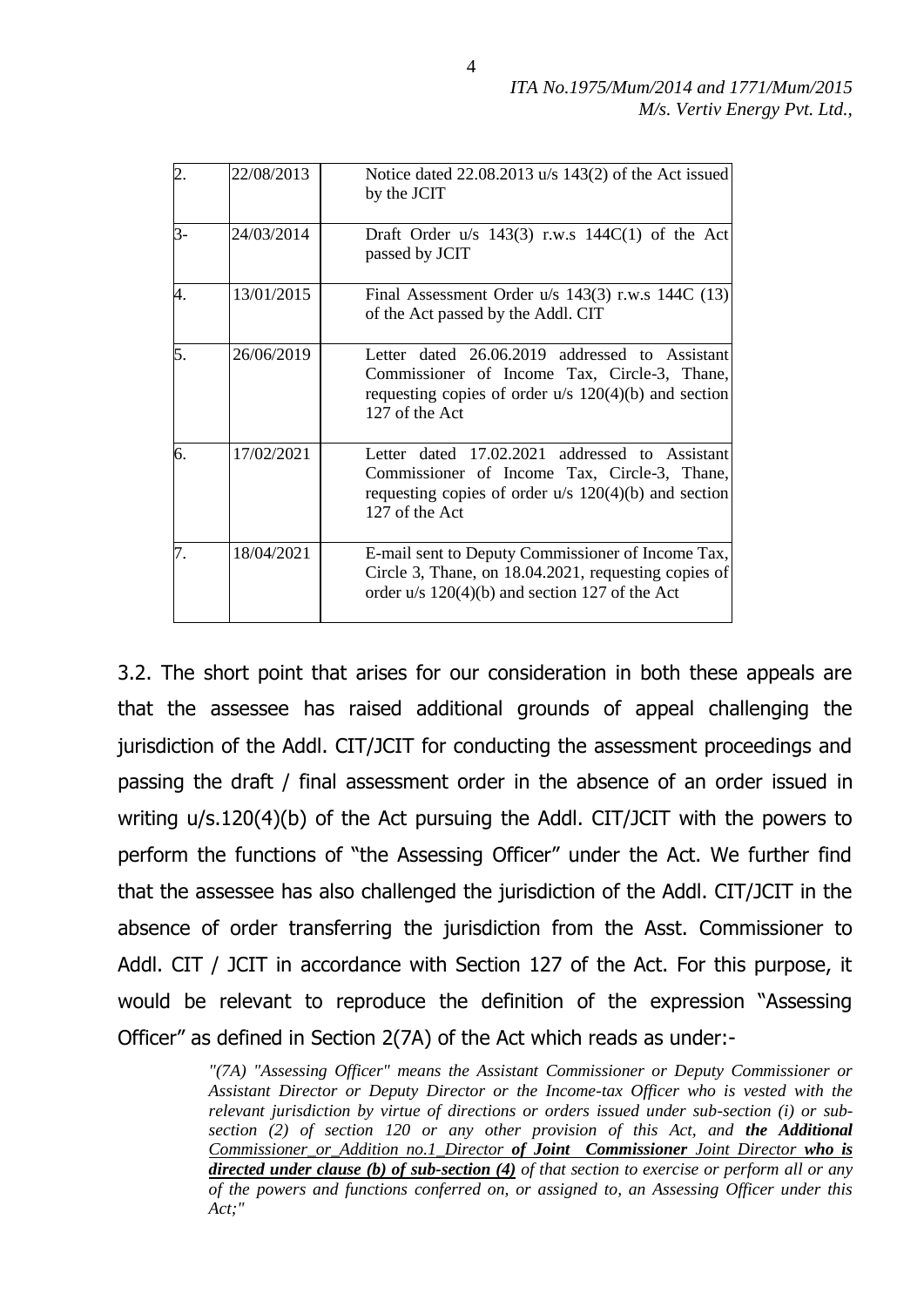| 2. | 22/08/2013 | Notice dated 22.08.2013 u/s 143(2) of the Act issued by the JCIT |
|---|---|---|
| 3- | 24/03/2014 | Draft Order u/s 143(3) r.w.s 144C(1) of the Act passed by JCIT |
| 4. | 13/01/2015 | Final Assessment Order u/s 143(3) r.w.s 144C (13) of the Act passed by the Addl. CIT |
| 5. | 26/06/2019 | Letter dated 26.06.2019 addressed to Assistant Commissioner of Income Tax, Circle-3, Thane, requesting copies of order u/s 120(4)(b) and section 127 of the Act |
| 6. | 17/02/2021 | Letter dated 17.02.2021 addressed to Assistant Commissioner of Income Tax, Circle-3, Thane, requesting copies of order u/s 120(4)(b) and section 127 of the Act |
| 7. | 18/04/2021 | E-mail sent to Deputy Commissioner of Income Tax, Circle 3, Thane, on 18.04.2021, requesting copies of order u/s 120(4)(b) and section 127 of the Act |

3.2. The short point that arises for our consideration in both these appeals are that the assessee has raised additional grounds of appeal challenging the jurisdiction of the Addl. CIT/JCIT for conducting the assessment proceedings and passing the draft / final assessment order in the absence of an order issued in writing u/s.120(4)(b) of the Act pursuing the Addl. CIT/JCIT with the powers to perform the functions of "the Assessing Officer" under the Act. We further find that the assessee has also challenged the jurisdiction of the Addl. CIT/JCIT in the absence of order transferring the jurisdiction from the Asst. Commissioner to Addl. CIT / JCIT in accordance with Section 127 of the Act. For this purpose, it would be relevant to reproduce the definition of the expression "Assessing Officer" as defined in Section 2(7A) of the Act which reads as under:-

> *"(7A) "Assessing Officer" means the Assistant Commissioner or Deputy Commissioner or Assistant Director or Deputy Director or the Income-tax Officer who is vested with the relevant jurisdiction by virtue of directions or orders issued under sub-section (i) or sub-section (2) of section 120 or any other provision of this Act, and **the Additional** Commissioner_or_Addition no.1_Director **of Joint Commissioner** Joint Director **who is directed under clause (b) of sub-section (4)** of that section to exercise or perform all or any of the powers and functions conferred on, or assigned to, an Assessing Officer under this Act;"*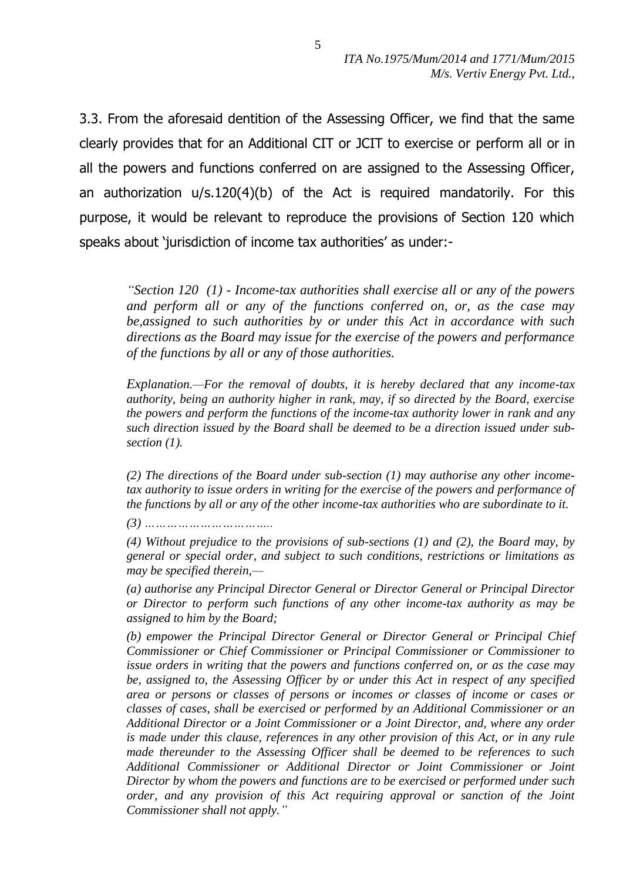3.3. From the aforesaid dentition of the Assessing Officer, we find that the same clearly provides that for an Additional CIT or JCIT to exercise or perform all or in all the powers and functions conferred on are assigned to the Assessing Officer, an authorization u/s.120(4)(b) of the Act is required mandatorily. For this purpose, it would be relevant to reproduce the provisions of Section 120 which speaks about 'jurisdiction of income tax authorities' as under:-

> *"Section 120 (1) - Income-tax authorities shall exercise all or any of the powers and perform all or any of the functions conferred on, or, as the case may be,assigned to such authorities by or under this Act in accordance with such directions as the Board may issue for the exercise of the powers and performance of the functions by all or any of those authorities.*
>
> *Explanation.—For the removal of doubts, it is hereby declared that any income-tax authority, being an authority higher in rank, may, if so directed by the Board, exercise the powers and perform the functions of the income-tax authority lower in rank and any such direction issued by the Board shall be deemed to be a direction issued under sub-section (1).*
>
> *(2) The directions of the Board under sub-section (1) may authorise any other income-tax authority to issue orders in writing for the exercise of the powers and performance of the functions by all or any of the other income-tax authorities who are subordinate to it.*
>
> *(3) ……………………………..*
>
> *(4) Without prejudice to the provisions of sub-sections (1) and (2), the Board may, by general or special order, and subject to such conditions, restrictions or limitations as may be specified therein,—*
>
> *(a) authorise any Principal Director General or Director General or Principal Director or Director to perform such functions of any other income-tax authority as may be assigned to him by the Board;*
>
> *(b) empower the Principal Director General or Director General or Principal Chief Commissioner or Chief Commissioner or Principal Commissioner or Commissioner to issue orders in writing that the powers and functions conferred on, or as the case may be, assigned to, the Assessing Officer by or under this Act in respect of any specified area or persons or classes of persons or incomes or classes of income or cases or classes of cases, shall be exercised or performed by an Additional Commissioner or an Additional Director or a Joint Commissioner or a Joint Director, and, where any order is made under this clause, references in any other provision of this Act, or in any rule made thereunder to the Assessing Officer shall be deemed to be references to such Additional Commissioner or Additional Director or Joint Commissioner or Joint Director by whom the powers and functions are to be exercised or performed under such order, and any provision of this Act requiring approval or sanction of the Joint Commissioner shall not apply."*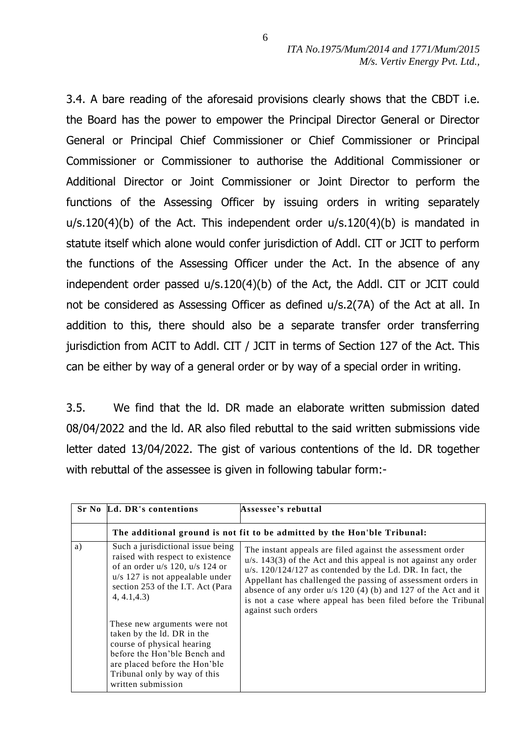3.4. A bare reading of the aforesaid provisions clearly shows that the CBDT i.e. the Board has the power to empower the Principal Director General or Director General or Principal Chief Commissioner or Chief Commissioner or Principal Commissioner or Commissioner to authorise the Additional Commissioner or Additional Director or Joint Commissioner or Joint Director to perform the functions of the Assessing Officer by issuing orders in writing separately u/s.120(4)(b) of the Act. This independent order u/s.120(4)(b) is mandated in statute itself which alone would confer jurisdiction of Addl. CIT or JCIT to perform the functions of the Assessing Officer under the Act. In the absence of any independent order passed u/s.120(4)(b) of the Act, the Addl. CIT or JCIT could not be considered as Assessing Officer as defined u/s.2(7A) of the Act at all. In addition to this, there should also be a separate transfer order transferring jurisdiction from ACIT to Addl. CIT / JCIT in terms of Section 127 of the Act. This can be either by way of a general order or by way of a special order in writing.

3.5. We find that the ld. DR made an elaborate written submission dated 08/04/2022 and the ld. AR also filed rebuttal to the said written submissions vide letter dated 13/04/2022. The gist of various contentions of the ld. DR together with rebuttal of the assessee is given in following tabular form:-

| Sr No | Ld. DR's contentions | Assessee's rebuttal |
|---|---|---|
| | **The additional ground is not fit to be admitted by the Hon'ble Tribunal:** | |
| a) | Such a jurisdictional issue being raised with respect to existence of an order u/s 120, u/s 124 or u/s 127 is not appealable under section 253 of the I.T. Act (Para 4, 4.1,4.3)<br><br>These new arguments were not taken by the ld. DR in the course of physical hearing before the Hon'ble Bench and are placed before the Hon'ble Tribunal only by way of this written submission | The instant appeals are filed against the assessment order u/s. 143(3) of the Act and this appeal is not against any order u/s. 120/124/127 as contended by the Ld. DR. In fact, the Appellant has challenged the passing of assessment orders in absence of any order u/s 120 (4) (b) and 127 of the Act and it is not a case where appeal has been filed before the Tribunal against such orders |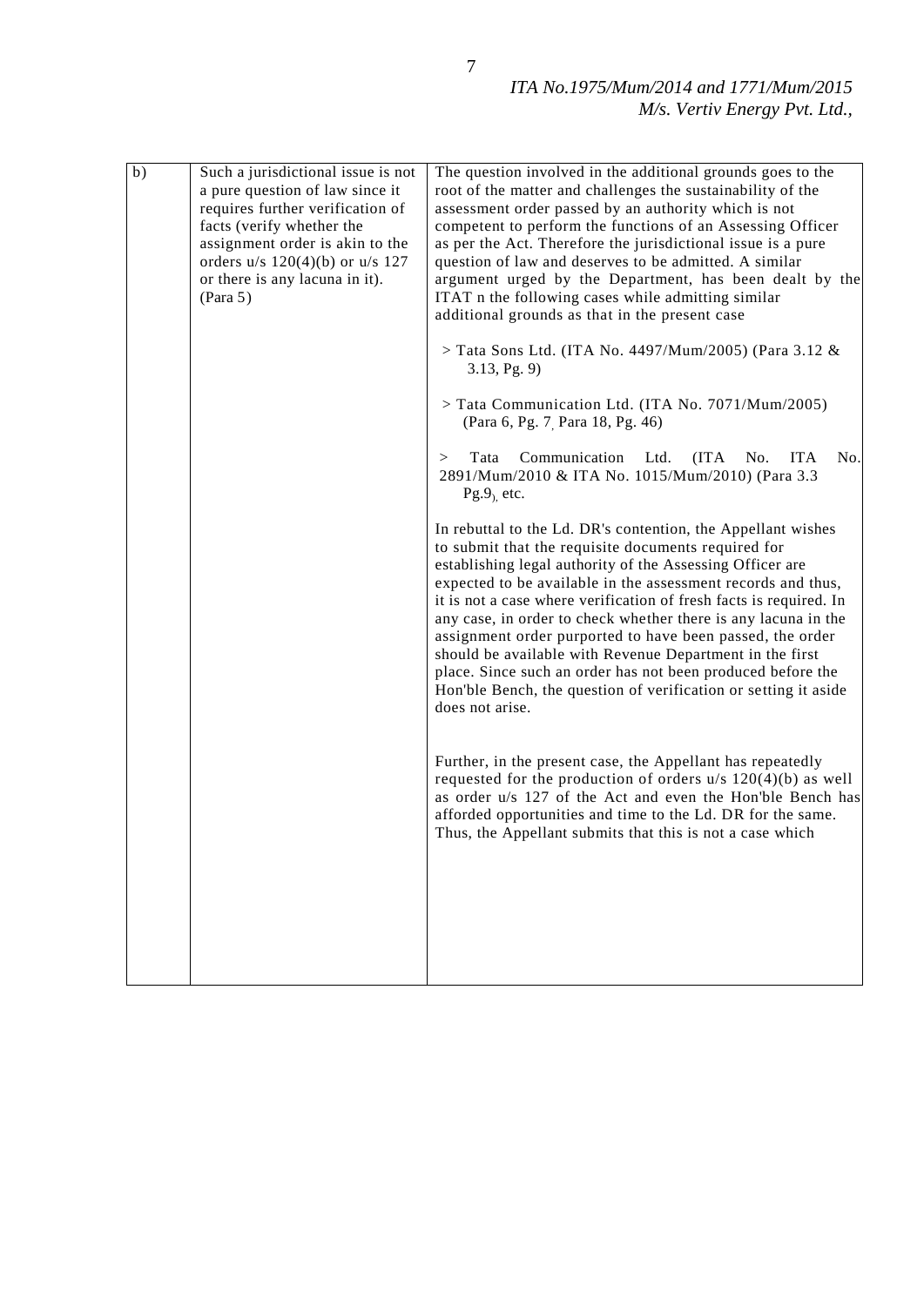| | | |
|---|---|---|
| b) | Such a jurisdictional issue is not a pure question of law since it requires further verification of facts (verify whether the assignment order is akin to the orders u/s 120(4)(b) or u/s 127 or there is any lacuna in it). (Para 5) | The question involved in the additional grounds goes to the root of the matter and challenges the sustainability of the assessment order passed by an authority which is not competent to perform the functions of an Assessing Officer as per the Act. Therefore the jurisdictional issue is a pure question of law and deserves to be admitted. A similar argument urged by the Department, has been dealt by the ITAT n the following cases while admitting similar additional grounds as that in the present case<br><br>> Tata Sons Ltd. (ITA No. 4497/Mum/2005) (Para 3.12 & 3.13, Pg. 9)<br><br>> Tata Communication Ltd. (ITA No. 7071/Mum/2005) (Para 6, Pg. 7, Para 18, Pg. 46)<br><br>> Tata Communication Ltd. (ITA No. ITA No. 2891/Mum/2010 & ITA No. 1015/Mum/2010) (Para 3.3 Pg.9), etc.<br><br>In rebuttal to the Ld. DR's contention, the Appellant wishes to submit that the requisite documents required for establishing legal authority of the Assessing Officer are expected to be available in the assessment records and thus, it is not a case where verification of fresh facts is required. In any case, in order to check whether there is any lacuna in the assignment order purported to have been passed, the order should be available with Revenue Department in the first place. Since such an order has not been produced before the Hon'ble Bench, the question of verification or setting it aside does not arise.<br><br>Further, in the present case, the Appellant has repeatedly requested for the production of orders u/s 120(4)(b) as well as order u/s 127 of the Act and even the Hon'ble Bench has afforded opportunities and time to the Ld. DR for the same. Thus, the Appellant submits that this is not a case which |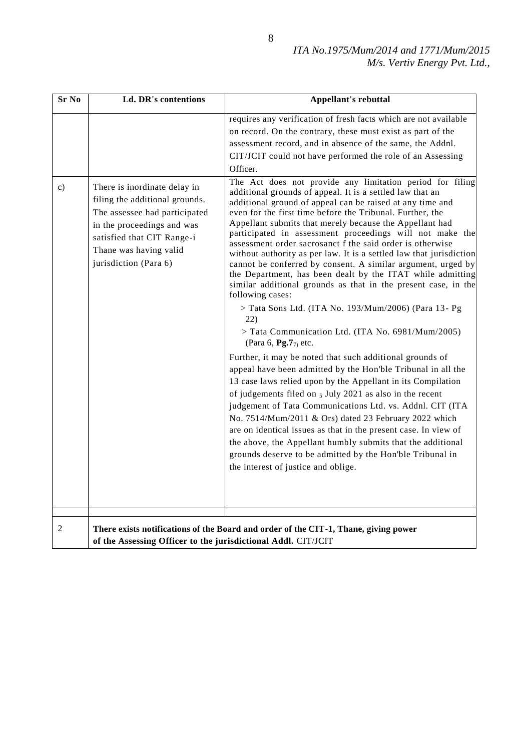| Sr No | Ld. DR's contentions | Appellant's rebuttal |
|---|---|---|
| | | requires any verification of fresh facts which are not available on record. On the contrary, these must exist as part of the assessment record, and in absence of the same, the Addnl. CIT/JCIT could not have performed the role of an Assessing Officer. |
| c) | There is inordinate delay in filing the additional grounds. The assessee had participated in the proceedings and was satisfied that CIT Range-i Thane was having valid jurisdiction (Para 6) | The Act does not provide any limitation period for filing additional grounds of appeal. It is a settled law that an additional ground of appeal can be raised at any time and even for the first time before the Tribunal. Further, the Appellant submits that merely because the Appellant had participated in assessment proceedings will not make the assessment order sacrosanct f the said order is otherwise without authority as per law. It is a settled law that jurisdiction cannot be conferred by consent. A similar argument, urged by the Department, has been dealt by the ITAT while admitting similar additional grounds as that in the present case, in the following cases:<br>> Tata Sons Ltd. (ITA No. 193/Mum/2006) (Para 13- Pg 22)<br>> Tata Communication Ltd. (ITA No. 6981/Mum/2005) (Para 6, **Pg.7**7) etc.<br><br>Further, it may be noted that such additional grounds of appeal have been admitted by the Hon'ble Tribunal in all the 13 case laws relied upon by the Appellant in its Compilation of judgements filed on 5 July 2021 as also in the recent judgement of Tata Communications Ltd. vs. Addnl. CIT (ITA No. 7514/Mum/2011 & Ors) dated 23 February 2022 which are on identical issues as that in the present case. In view of the above, the Appellant humbly submits that the additional grounds deserve to be admitted by the Hon'ble Tribunal in the interest of justice and oblige. |
| | | |
| 2 | **There exists notifications of the Board and order of the CIT-1, Thane, giving power of the Assessing Officer to the jurisdictional Addl.** CIT/JCIT | |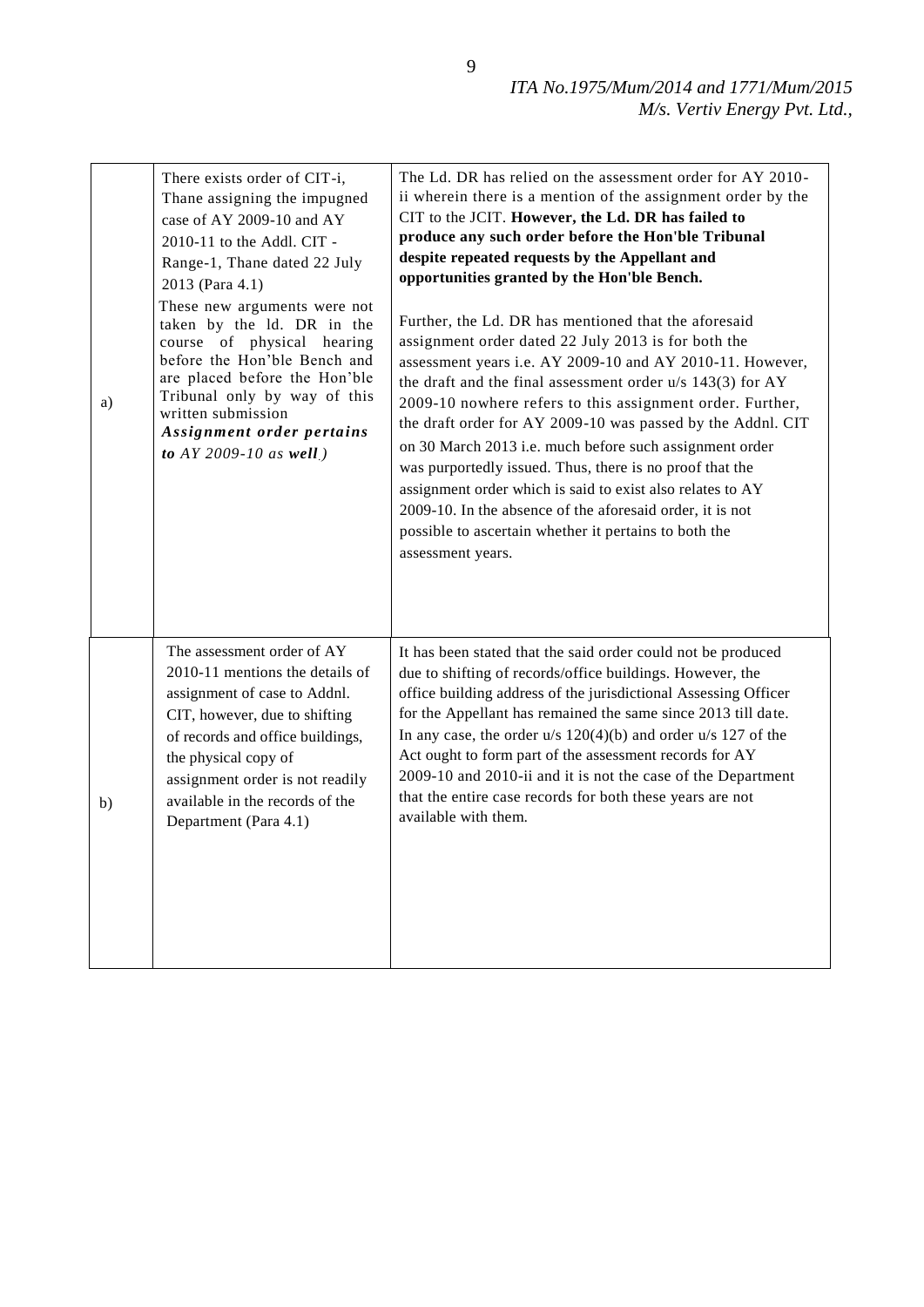| | | |
|---|---|---|
| a) | There exists order of CIT-i, Thane assigning the impugned case of AY 2009-10 and AY 2010-11 to the Addl. CIT - Range-1, Thane dated 22 July 2013 (Para 4.1)<br>These new arguments were not taken by the ld. DR in the course of physical hearing before the Hon'ble Bench and are placed before the Hon'ble Tribunal only by way of this written submission<br>***Assignment order pertains to** AY 2009-10 as **well**.)* | The Ld. DR has relied on the assessment order for AY 2010-ii wherein there is a mention of the assignment order by the CIT to the JCIT. **However, the Ld. DR has failed to produce any such order before the Hon'ble Tribunal despite repeated requests by the Appellant and opportunities granted by the Hon'ble Bench.**<br><br>Further, the Ld. DR has mentioned that the aforesaid assignment order dated 22 July 2013 is for both the assessment years i.e. AY 2009-10 and AY 2010-11. However, the draft and the final assessment order u/s 143(3) for AY 2009-10 nowhere refers to this assignment order. Further, the draft order for AY 2009-10 was passed by the Addnl. CIT on 30 March 2013 i.e. much before such assignment order was purportedly issued. Thus, there is no proof that the assignment order which is said to exist also relates to AY 2009-10. In the absence of the aforesaid order, it is not possible to ascertain whether it pertains to both the assessment years. |
| b) | The assessment order of AY 2010-11 mentions the details of assignment of case to Addnl. CIT, however, due to shifting of records and office buildings, the physical copy of assignment order is not readily available in the records of the Department (Para 4.1) | It has been stated that the said order could not be produced due to shifting of records/office buildings. However, the office building address of the jurisdictional Assessing Officer for the Appellant has remained the same since 2013 till date. In any case, the order u/s 120(4)(b) and order u/s 127 of the Act ought to form part of the assessment records for AY 2009-10 and 2010-ii and it is not the case of the Department that the entire case records for both these years are not available with them. |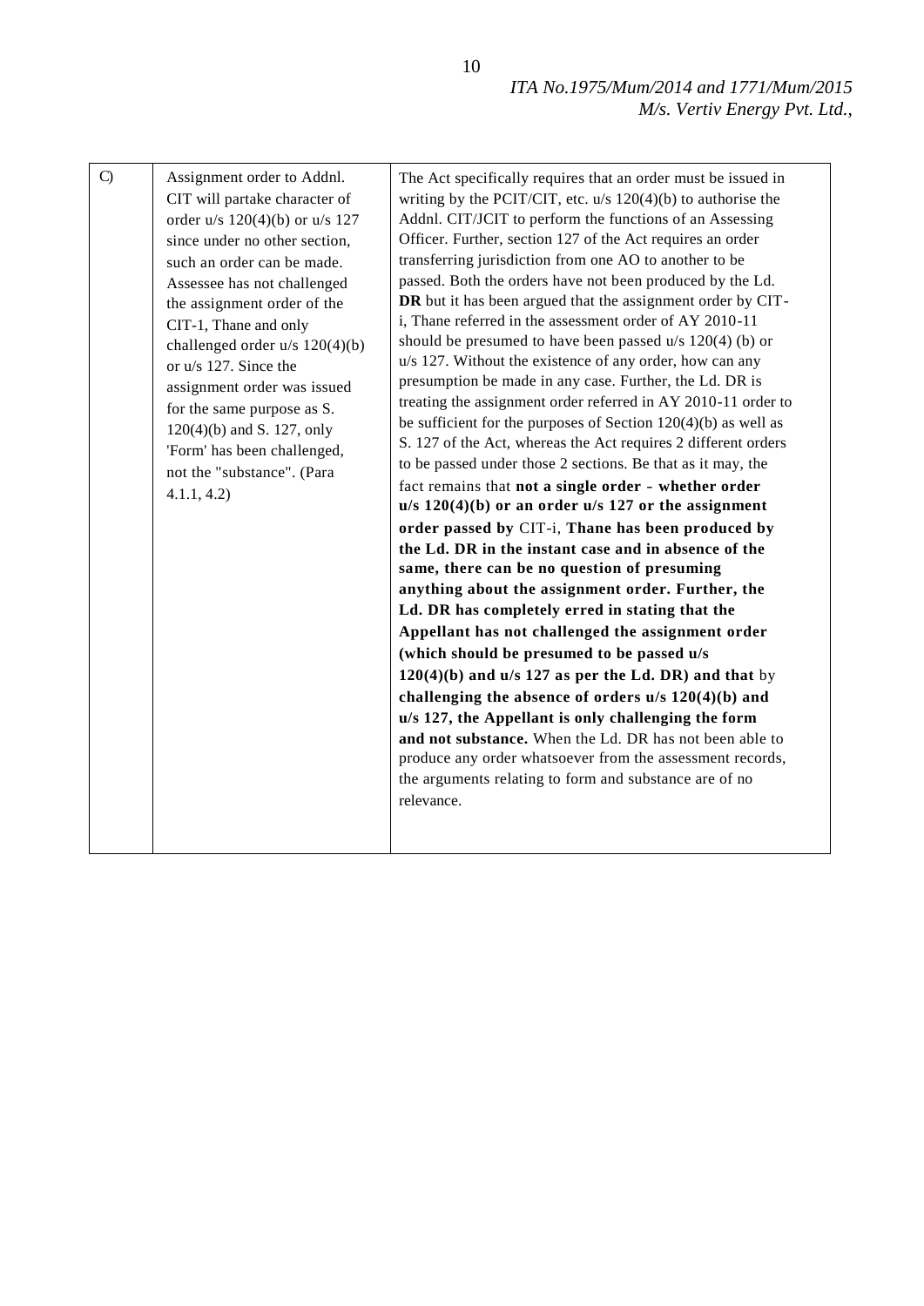| | | |
|---|---|---|
| C) | Assignment order to Addnl. CIT will partake character of order u/s 120(4)(b) or u/s 127 since under no other section, such an order can be made. Assessee has not challenged the assignment order of the CIT-1, Thane and only challenged order u/s 120(4)(b) or u/s 127. Since the assignment order was issued for the same purpose as S. 120(4)(b) and S. 127, only 'Form' has been challenged, not the "substance". (Para 4.1.1, 4.2) | The Act specifically requires that an order must be issued in writing by the PCIT/CIT, etc. u/s 120(4)(b) to authorise the Addnl. CIT/JCIT to perform the functions of an Assessing Officer. Further, section 127 of the Act requires an order transferring jurisdiction from one AO to another to be passed. Both the orders have not been produced by the Ld. **DR** but it has been argued that the assignment order by CIT-i, Thane referred in the assessment order of AY 2010-11 should be presumed to have been passed u/s 120(4) (b) or u/s 127. Without the existence of any order, how can any presumption be made in any case. Further, the Ld. DR is treating the assignment order referred in AY 2010-11 order to be sufficient for the purposes of Section 120(4)(b) as well as S. 127 of the Act, whereas the Act requires 2 different orders to be passed under those 2 sections. Be that as it may, the fact remains that **not a single order - whether order u/s 120(4)(b) or an order u/s 127 or the assignment order passed by** CIT-i, **Thane has been produced by the Ld. DR in the instant case and in absence of the same, there can be no question of presuming anything about the assignment order. Further, the Ld. DR has completely erred in stating that the Appellant has not challenged the assignment order (which should be presumed to be passed u/s 120(4)(b) and u/s 127 as per the Ld. DR) and that** by **challenging the absence of orders u/s 120(4)(b) and u/s 127, the Appellant is only challenging the form and not substance.** When the Ld. DR has not been able to produce any order whatsoever from the assessment records, the arguments relating to form and substance are of no relevance. |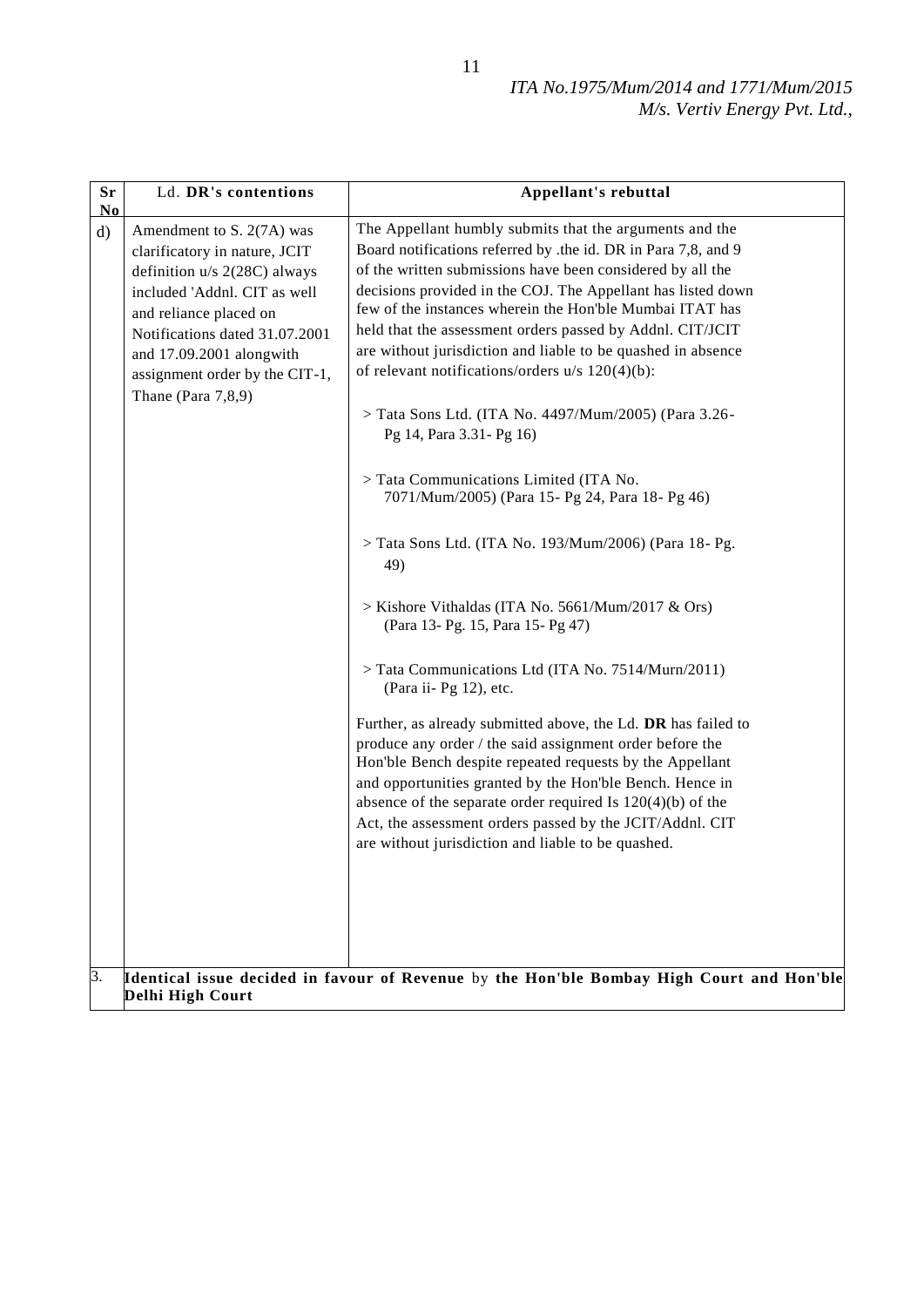| Sr No | Ld. **DR's contentions** | **Appellant's rebuttal** |
|---|---|---|
| d) | Amendment to S. 2(7A) was clarificatory in nature, JCIT definition u/s 2(28C) always included 'Addnl. CIT as well and reliance placed on Notifications dated 31.07.2001 and 17.09.2001 alongwith assignment order by the CIT-1, Thane (Para 7,8,9) | The Appellant humbly submits that the arguments and the Board notifications referred by .the id. DR in Para 7,8, and 9 of the written submissions have been considered by all the decisions provided in the COJ. The Appellant has listed down few of the instances wherein the Hon'ble Mumbai ITAT has held that the assessment orders passed by Addnl. CIT/JCIT are without jurisdiction and liable to be quashed in absence of relevant notifications/orders u/s 120(4)(b):<br><br>> Tata Sons Ltd. (ITA No. 4497/Mum/2005) (Para 3.26- Pg 14, Para 3.31- Pg 16)<br><br>> Tata Communications Limited (ITA No. 7071/Mum/2005) (Para 15- Pg 24, Para 18- Pg 46)<br><br>> Tata Sons Ltd. (ITA No. 193/Mum/2006) (Para 18- Pg. 49)<br><br>> Kishore Vithaldas (ITA No. 5661/Mum/2017 & Ors) (Para 13- Pg. 15, Para 15- Pg 47)<br><br>> Tata Communications Ltd (ITA No. 7514/Murn/2011) (Para ii- Pg 12), etc.<br><br>Further, as already submitted above, the Ld. **DR** has failed to produce any order / the said assignment order before the Hon'ble Bench despite repeated requests by the Appellant and opportunities granted by the Hon'ble Bench. Hence in absence of the separate order required Is 120(4)(b) of the Act, the assessment orders passed by the JCIT/Addnl. CIT are without jurisdiction and liable to be quashed. |
| 3. | **Identical issue decided in favour of Revenue** by **the Hon'ble Bombay High Court and Hon'ble Delhi High Court** | |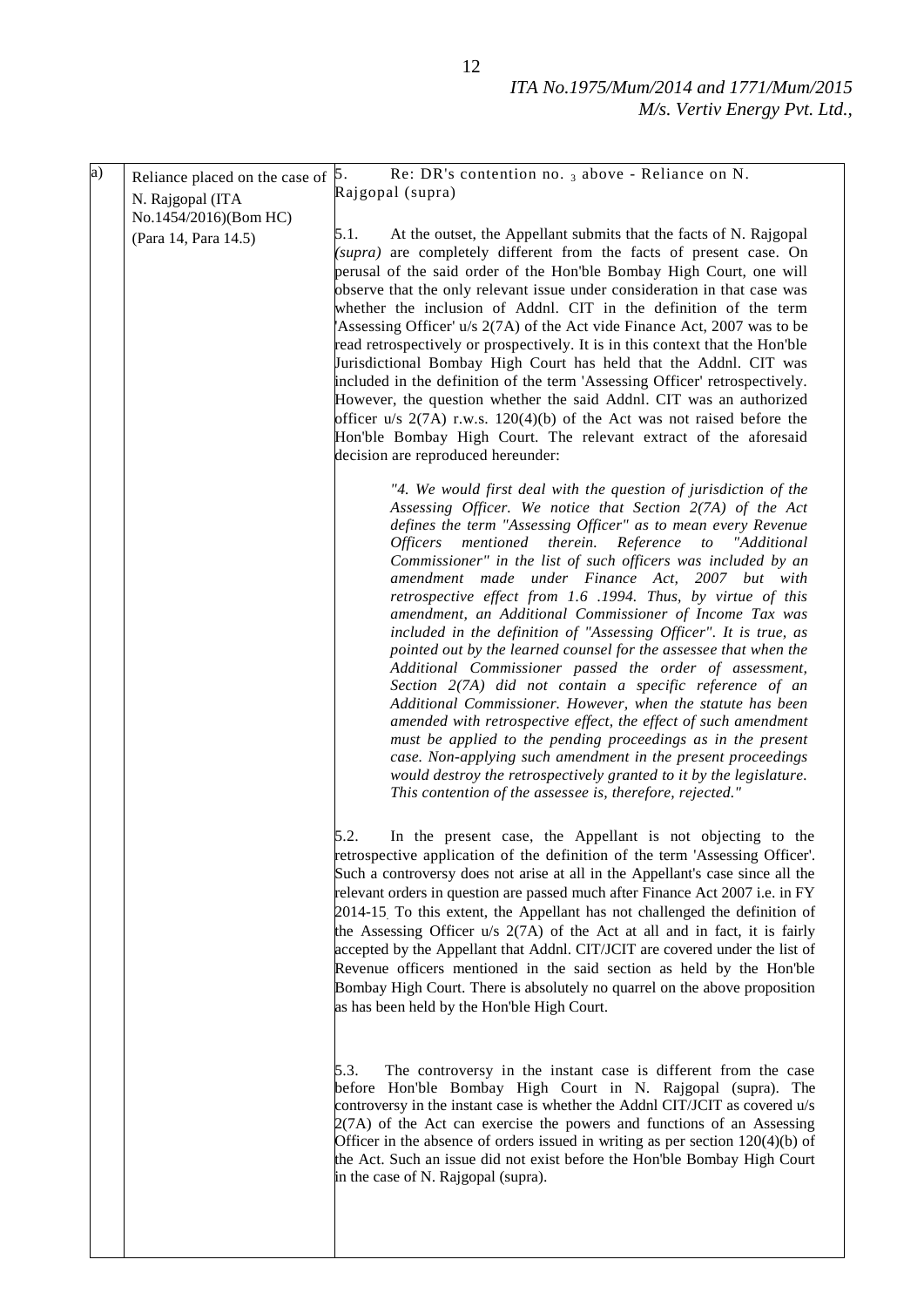| a) | Reliance placed on the case of N. Rajgopal (ITA No.1454/2016)(Bom HC) (Para 14, Para 14.5) | 5. Re: DR's contention no. 3 above - Reliance on N. Rajgopal (supra)<br><br>5.1. At the outset, the Appellant submits that the facts of N. Rajgopal *(supra)* are completely different from the facts of present case. On perusal of the said order of the Hon'ble Bombay High Court, one will observe that the only relevant issue under consideration in that case was whether the inclusion of Addnl. CIT in the definition of the term 'Assessing Officer' u/s 2(7A) of the Act vide Finance Act, 2007 was to be read retrospectively or prospectively. It is in this context that the Hon'ble Jurisdictional Bombay High Court has held that the Addnl. CIT was included in the definition of the term 'Assessing Officer' retrospectively. However, the question whether the said Addnl. CIT was an authorized officer u/s 2(7A) r.w.s. 120(4)(b) of the Act was not raised before the Hon'ble Bombay High Court. The relevant extract of the aforesaid decision are reproduced hereunder:<br><br>*"4. We would first deal with the question of jurisdiction of the Assessing Officer. We notice that Section 2(7A) of the Act defines the term "Assessing Officer" as to mean every Revenue Officers mentioned therein. Reference to "Additional Commissioner" in the list of such officers was included by an amendment made under Finance Act, 2007 but with retrospective effect from 1.6 .1994. Thus, by virtue of this amendment, an Additional Commissioner of Income Tax was included in the definition of "Assessing Officer". It is true, as pointed out by the learned counsel for the assessee that when the Additional Commissioner passed the order of assessment, Section 2(7A) did not contain a specific reference of an Additional Commissioner. However, when the statute has been amended with retrospective effect, the effect of such amendment must be applied to the pending proceedings as in the present case. Non-applying such amendment in the present proceedings would destroy the retrospectively granted to it by the legislature. This contention of the assessee is, therefore, rejected."*<br><br>5.2. In the present case, the Appellant is not objecting to the retrospective application of the definition of the term 'Assessing Officer'. Such a controversy does not arise at all in the Appellant's case since all the relevant orders in question are passed much after Finance Act 2007 i.e. in FY 2014-15. To this extent, the Appellant has not challenged the definition of the Assessing Officer u/s 2(7A) of the Act at all and in fact, it is fairly accepted by the Appellant that Addnl. CIT/JCIT are covered under the list of Revenue officers mentioned in the said section as held by the Hon'ble Bombay High Court. There is absolutely no quarrel on the above proposition as has been held by the Hon'ble High Court.<br><br>5.3. The controversy in the instant case is different from the case before Hon'ble Bombay High Court in N. Rajgopal (supra). The controversy in the instant case is whether the Addnl CIT/JCIT as covered u/s 2(7A) of the Act can exercise the powers and functions of an Assessing Officer in the absence of orders issued in writing as per section 120(4)(b) of the Act. Such an issue did not exist before the Hon'ble Bombay High Court in the case of N. Rajgopal (supra). |
|---|---|---|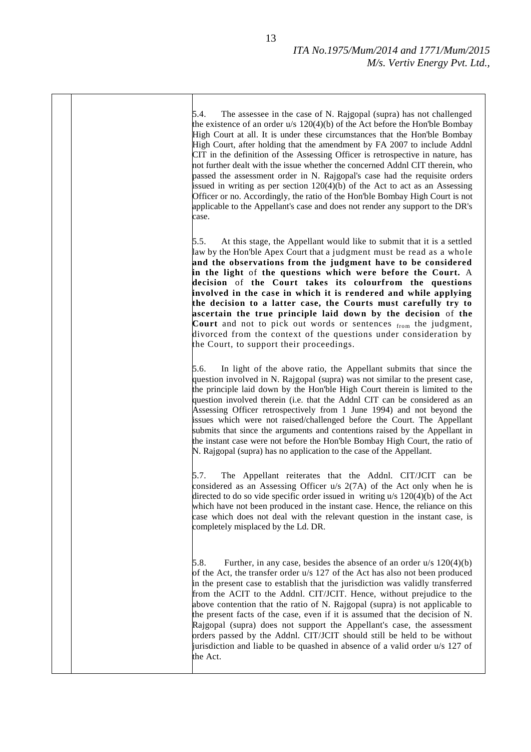5.4. The assessee in the case of N. Rajgopal (supra) has not challenged the existence of an order u/s 120(4)(b) of the Act before the Hon'ble Bombay High Court at all. It is under these circumstances that the Hon'ble Bombay High Court, after holding that the amendment by FA 2007 to include Addnl CIT in the definition of the Assessing Officer is retrospective in nature, has not further dealt with the issue whether the concerned Addnl CIT therein, who passed the assessment order in N. Rajgopal's case had the requisite orders issued in writing as per section 120(4)(b) of the Act to act as an Assessing Officer or no. Accordingly, the ratio of the Hon'ble Bombay High Court is not applicable to the Appellant's case and does not render any support to the DR's case.

5.5. At this stage, the Appellant would like to submit that it is a settled law by the Hon'ble Apex Court that a judgment must be read as a whole **and the observations from the judgment have to be considered in the light** of **the questions which were before the Court.** A **decision** of **the Court takes its colourfrom the questions involved in the case in which it is rendered and while applying the decision to a latter case, the Courts must carefully try to ascertain the true principle laid down by the decision** of **the Court** and not to pick out words or sentences from the judgment, divorced from the context of the questions under consideration by the Court, to support their proceedings.

5.6. In light of the above ratio, the Appellant submits that since the question involved in N. Rajgopal (supra) was not similar to the present case, the principle laid down by the Hon'ble High Court therein is limited to the question involved therein (i.e. that the Addnl CIT can be considered as an Assessing Officer retrospectively from 1 June 1994) and not beyond the issues which were not raised/challenged before the Court. The Appellant submits that since the arguments and contentions raised by the Appellant in the instant case were not before the Hon'ble Bombay High Court, the ratio of N. Rajgopal (supra) has no application to the case of the Appellant.

5.7. The Appellant reiterates that the Addnl. CIT/JCIT can be considered as an Assessing Officer u/s 2(7A) of the Act only when he is directed to do so vide specific order issued in writing u/s 120(4)(b) of the Act which have not been produced in the instant case. Hence, the reliance on this case which does not deal with the relevant question in the instant case, is completely misplaced by the Ld. DR.

5.8. Further, in any case, besides the absence of an order u/s 120(4)(b) of the Act, the transfer order u/s 127 of the Act has also not been produced in the present case to establish that the jurisdiction was validly transferred from the ACIT to the Addnl. CIT/JCIT. Hence, without prejudice to the above contention that the ratio of N. Rajgopal (supra) is not applicable to the present facts of the case, even if it is assumed that the decision of N. Rajgopal (supra) does not support the Appellant's case, the assessment orders passed by the Addnl. CIT/JCIT should still be held to be without jurisdiction and liable to be quashed in absence of a valid order u/s 127 of the Act.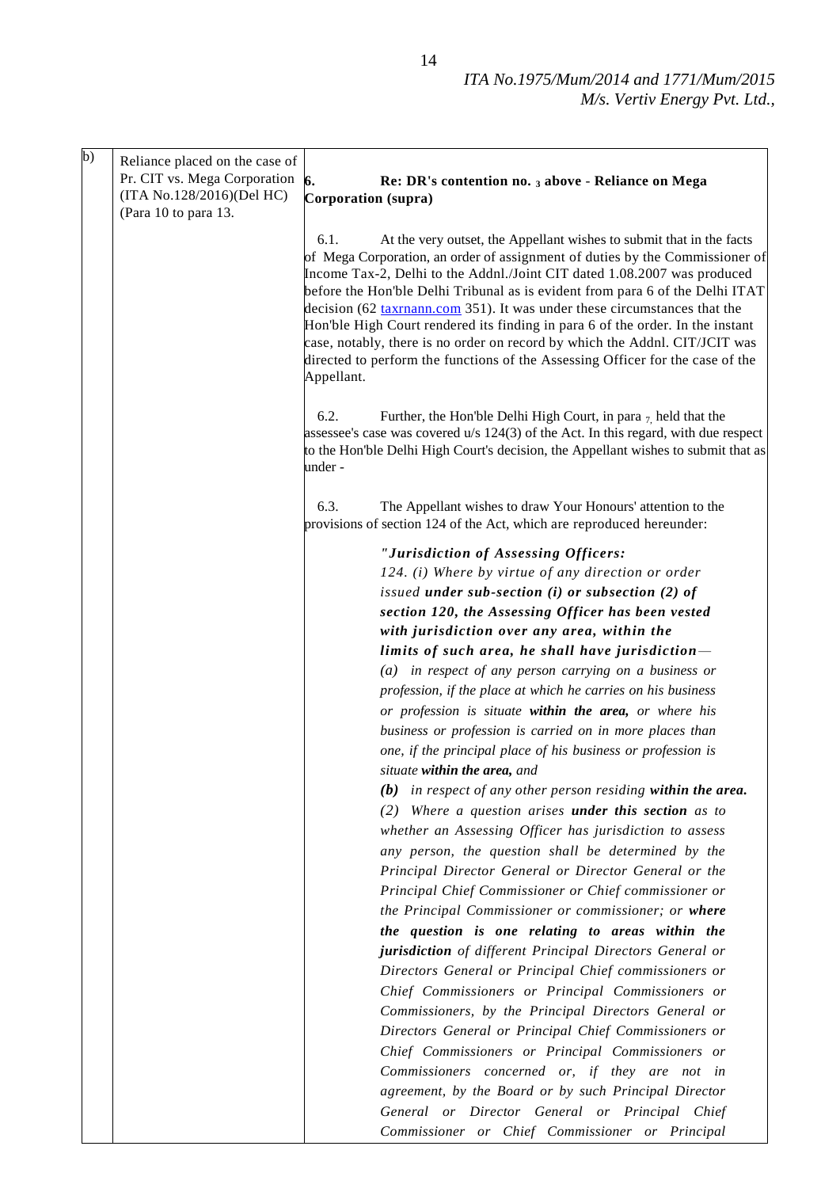| b) | Reliance placed on the case of Pr. CIT vs. Mega Corporation (ITA No.128/2016)(Del HC) (Para 10 to para 13. | **6. Re: DR's contention no. 3 above - Reliance on Mega Corporation (supra)**<br><br>6.1. At the very outset, the Appellant wishes to submit that in the facts of Mega Corporation, an order of assignment of duties by the Commissioner of Income Tax-2, Delhi to the Addnl./Joint CIT dated 1.08.2007 was produced before the Hon'ble Delhi Tribunal as is evident from para 6 of the Delhi ITAT decision (62 taxrnann.com 351). It was under these circumstances that the Hon'ble High Court rendered its finding in para 6 of the order. In the instant case, notably, there is no order on record by which the Addnl. CIT/JCIT was directed to perform the functions of the Assessing Officer for the case of the Appellant.<br><br>6.2. Further, the Hon'ble Delhi High Court, in para 7, held that the assessee's case was covered u/s 124(3) of the Act. In this regard, with due respect to the Hon'ble Delhi High Court's decision, the Appellant wishes to submit that as under -<br><br>6.3. The Appellant wishes to draw Your Honours' attention to the provisions of section 124 of the Act, which are reproduced hereunder:<br><br>*"**Jurisdiction of Assessing Officers:***<br>*124. (i) Where by virtue of any direction or order issued **under sub-section (i) or subsection (2) of section 120, the Assessing Officer has been vested with jurisdiction over any area, within the limits of such area, he shall have jurisdiction**—*<br>*(a) in respect of any person carrying on a business or profession, if the place at which he carries on his business or profession is situate **within the area,** or where his business or profession is carried on in more places than one, if the principal place of his business or profession is situate **within the area,** and*<br>***(b)** in respect of any other person residing **within the area.***<br>*(2) Where a question arises **under this section** as to whether an Assessing Officer has jurisdiction to assess any person, the question shall be determined by the Principal Director General or Director General or the Principal Chief Commissioner or Chief commissioner or the Principal Commissioner or commissioner; or **where the question is one relating to areas within the jurisdiction** of different Principal Directors General or Directors General or Principal Chief commissioners or Chief Commissioners or Principal Commissioners or Commissioners, by the Principal Directors General or Directors General or Principal Chief Commissioners or Chief Commissioners or Principal Commissioners or Commissioners concerned or, if they are not in agreement, by the Board or by such Principal Director General or Director General or Principal Chief Commissioner or Chief Commissioner or Principal* |
|---|---|---|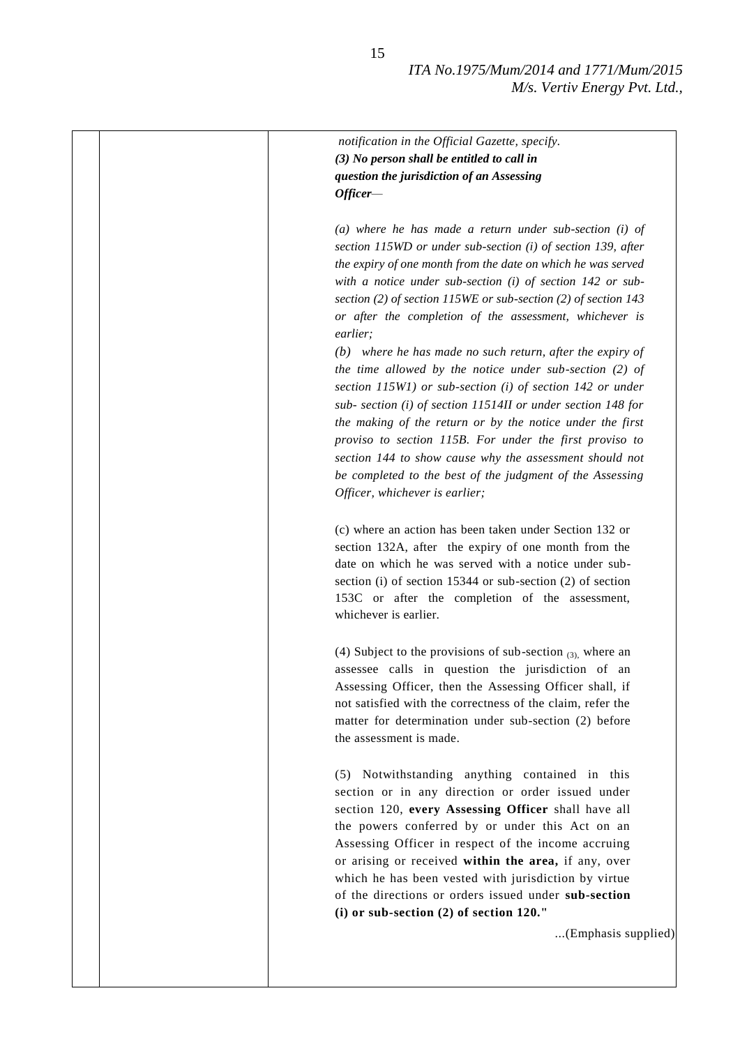| | | *notification in the Official Gazette, specify.*<br>***(3) No person shall be entitled to call in question the jurisdiction of an Assessing Officer—***<br><br>*(a) where he has made a return under sub-section (i) of section 115WD or under sub-section (i) of section 139, after the expiry of one month from the date on which he was served with a notice under sub-section (i) of section 142 or sub-section (2) of section 115WE or sub-section (2) of section 143 or after the completion of the assessment, whichever is earlier;*<br>*(b) where he has made no such return, after the expiry of the time allowed by the notice under sub-section (2) of section 115W1) or sub-section (i) of section 142 or under sub- section (i) of section 11514II or under section 148 for the making of the return or by the notice under the first proviso to section 115B. For under the first proviso to section 144 to show cause why the assessment should not be completed to the best of the judgment of the Assessing Officer, whichever is earlier;*<br><br>(c) where an action has been taken under Section 132 or section 132A, after the expiry of one month from the date on which he was served with a notice under sub-section (i) of section 15344 or sub-section (2) of section 153C or after the completion of the assessment, whichever is earlier.<br><br>(4) Subject to the provisions of sub-section (3), where an assessee calls in question the jurisdiction of an Assessing Officer, then the Assessing Officer shall, if not satisfied with the correctness of the claim, refer the matter for determination under sub-section (2) before the assessment is made.<br><br>(5) Notwithstanding anything contained in this section or in any direction or order issued under section 120, **every Assessing Officer** shall have all the powers conferred by or under this Act on an Assessing Officer in respect of the income accruing or arising or received **within the area,** if any, over which he has been vested with jurisdiction by virtue of the directions or orders issued under **sub-section (i) or sub-section (2) of section 120."**<br><br>...(Emphasis supplied) |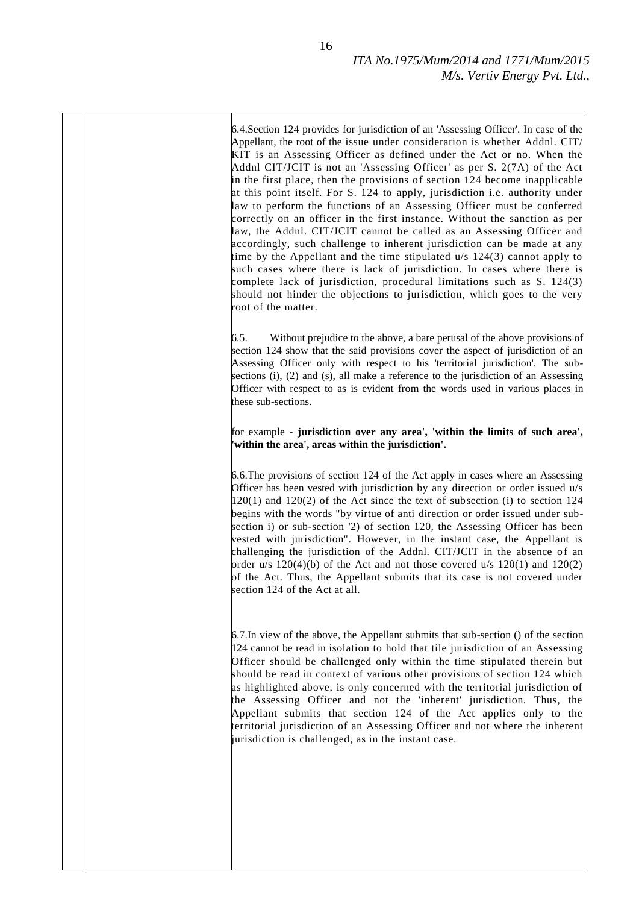6.4.Section 124 provides for jurisdiction of an 'Assessing Officer'. In case of the Appellant, the root of the issue under consideration is whether Addnl. CIT/ KIT is an Assessing Officer as defined under the Act or no. When the Addnl CIT/JCIT is not an 'Assessing Officer' as per S. 2(7A) of the Act in the first place, then the provisions of section 124 become inapplicable at this point itself. For S. 124 to apply, jurisdiction i.e. authority under law to perform the functions of an Assessing Officer must be conferred correctly on an officer in the first instance. Without the sanction as per law, the Addnl. CIT/JCIT cannot be called as an Assessing Officer and accordingly, such challenge to inherent jurisdiction can be made at any time by the Appellant and the time stipulated u/s 124(3) cannot apply to such cases where there is lack of jurisdiction. In cases where there is complete lack of jurisdiction, procedural limitations such as S. 124(3) should not hinder the objections to jurisdiction, which goes to the very root of the matter.

6.5. Without prejudice to the above, a bare perusal of the above provisions of section 124 show that the said provisions cover the aspect of jurisdiction of an Assessing Officer only with respect to his 'territorial jurisdiction'. The sub-sections (i), (2) and (s), all make a reference to the jurisdiction of an Assessing Officer with respect to as is evident from the words used in various places in these sub-sections.

for example - **jurisdiction over any area', 'within the limits of such area', 'within the area', areas within the jurisdiction'.**

6.6.The provisions of section 124 of the Act apply in cases where an Assessing Officer has been vested with jurisdiction by any direction or order issued u/s 120(1) and 120(2) of the Act since the text of subsection (i) to section 124 begins with the words "by virtue of anti direction or order issued under sub-section i) or sub-section '2) of section 120, the Assessing Officer has been vested with jurisdiction". However, in the instant case, the Appellant is challenging the jurisdiction of the Addnl. CIT/JCIT in the absence of an order u/s 120(4)(b) of the Act and not those covered u/s 120(1) and 120(2) of the Act. Thus, the Appellant submits that its case is not covered under section 124 of the Act at all.

6.7.In view of the above, the Appellant submits that sub-section () of the section 124 cannot be read in isolation to hold that tile jurisdiction of an Assessing Officer should be challenged only within the time stipulated therein but should be read in context of various other provisions of section 124 which as highlighted above, is only concerned with the territorial jurisdiction of the Assessing Officer and not the 'inherent' jurisdiction. Thus, the Appellant submits that section 124 of the Act applies only to the territorial jurisdiction of an Assessing Officer and not where the inherent jurisdiction is challenged, as in the instant case.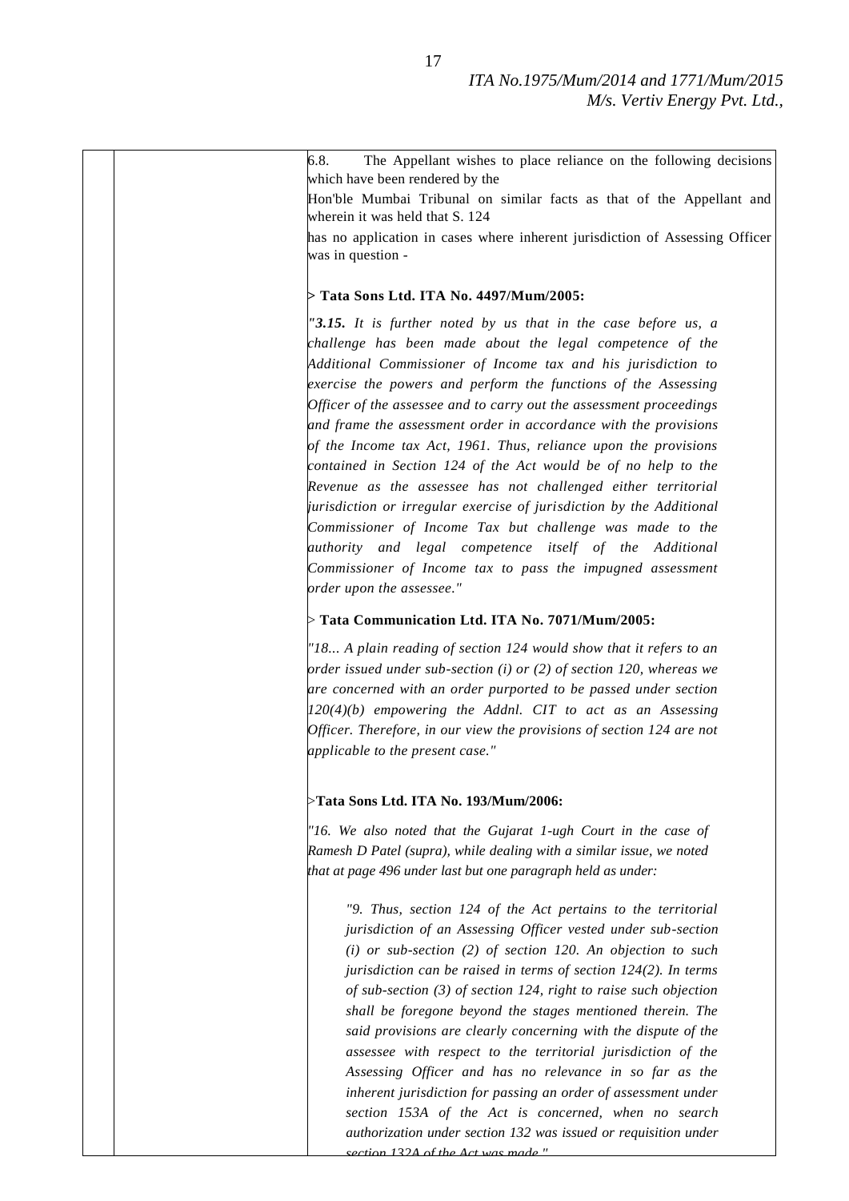6.8. The Appellant wishes to place reliance on the following decisions which have been rendered by the Hon'ble Mumbai Tribunal on similar facts as that of the Appellant and wherein it was held that S. 124 has no application in cases where inherent jurisdiction of Assessing Officer was in question -

> **Tata Sons Ltd. ITA No. 4497/Mum/2005:**

*"**3.15.** It is further noted by us that in the case before us, a challenge has been made about the legal competence of the Additional Commissioner of Income tax and his jurisdiction to exercise the powers and perform the functions of the Assessing Officer of the assessee and to carry out the assessment proceedings and frame the assessment order in accordance with the provisions of the Income tax Act, 1961. Thus, reliance upon the provisions contained in Section 124 of the Act would be of no help to the Revenue as the assessee has not challenged either territorial jurisdiction or irregular exercise of jurisdiction by the Additional Commissioner of Income Tax but challenge was made to the authority and legal competence itself of the Additional Commissioner of Income tax to pass the impugned assessment order upon the assessee."*

> **Tata Communication Ltd. ITA No. 7071/Mum/2005:**

*"18... A plain reading of section 124 would show that it refers to an order issued under sub-section (i) or (2) of section 120, whereas we are concerned with an order purported to be passed under section 120(4)(b) empowering the Addnl. CIT to act as an Assessing Officer. Therefore, in our view the provisions of section 124 are not applicable to the present case."*

>**Tata Sons Ltd. ITA No. 193/Mum/2006:**

*"16. We also noted that the Gujarat 1-ugh Court in the case of Ramesh D Patel (supra), while dealing with a similar issue, we noted that at page 496 under last but one paragraph held as under:*

> *"9. Thus, section 124 of the Act pertains to the territorial jurisdiction of an Assessing Officer vested under sub-section (i) or sub-section (2) of section 120. An objection to such jurisdiction can be raised in terms of section 124(2). In terms of sub-section (3) of section 124, right to raise such objection shall be foregone beyond the stages mentioned therein. The said provisions are clearly concerning with the dispute of the assessee with respect to the territorial jurisdiction of the Assessing Officer and has no relevance in so far as the inherent jurisdiction for passing an order of assessment under section 153A of the Act is concerned, when no search authorization under section 132 was issued or requisition under section 132A of the Act was made."*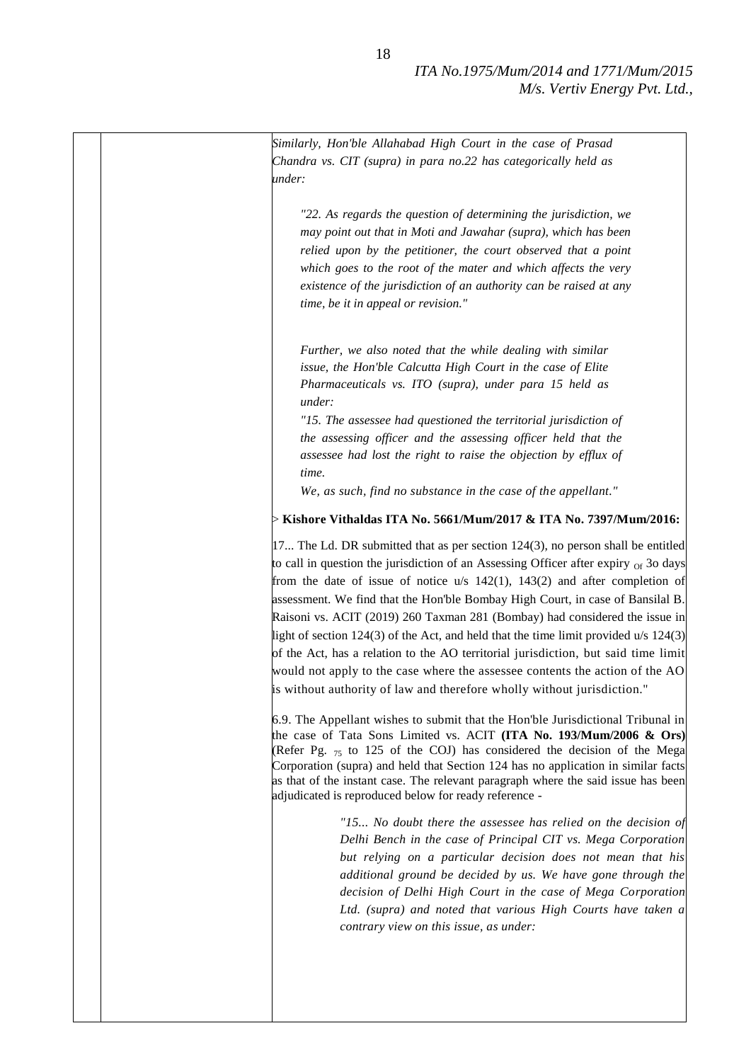*Similarly, Hon'ble Allahabad High Court in the case of Prasad Chandra vs. CIT (supra) in para no.22 has categorically held as under:*

> *"22. As regards the question of determining the jurisdiction, we may point out that in Moti and Jawahar (supra), which has been relied upon by the petitioner, the court observed that a point which goes to the root of the mater and which affects the very existence of the jurisdiction of an authority can be raised at any time, be it in appeal or revision."*

> *Further, we also noted that the while dealing with similar issue, the Hon'ble Calcutta High Court in the case of Elite Pharmaceuticals vs. ITO (supra), under para 15 held as under:*
>
> *"15. The assessee had questioned the territorial jurisdiction of the assessing officer and the assessing officer held that the assessee had lost the right to raise the objection by efflux of time.*
>
> *We, as such, find no substance in the case of the appellant."*

> **Kishore Vithaldas ITA No. 5661/Mum/2017 & ITA No. 7397/Mum/2016:**

17... The Ld. DR submitted that as per section 124(3), no person shall be entitled to call in question the jurisdiction of an Assessing Officer after expiry Of 3o days from the date of issue of notice u/s 142(1), 143(2) and after completion of assessment. We find that the Hon'ble Bombay High Court, in case of Bansilal B. Raisoni vs. ACIT (2019) 260 Taxman 281 (Bombay) had considered the issue in light of section 124(3) of the Act, and held that the time limit provided u/s 124(3) of the Act, has a relation to the AO territorial jurisdiction, but said time limit would not apply to the case where the assessee contents the action of the AO is without authority of law and therefore wholly without jurisdiction."

6.9. The Appellant wishes to submit that the Hon'ble Jurisdictional Tribunal in the case of Tata Sons Limited vs. ACIT **(ITA No. 193/Mum/2006 & Ors)** (Refer Pg. 75 to 125 of the COJ) has considered the decision of the Mega Corporation (supra) and held that Section 124 has no application in similar facts as that of the instant case. The relevant paragraph where the said issue has been adjudicated is reproduced below for ready reference -

> *"15... No doubt there the assessee has relied on the decision of Delhi Bench in the case of Principal CIT vs. Mega Corporation but relying on a particular decision does not mean that his additional ground be decided by us. We have gone through the decision of Delhi High Court in the case of Mega Corporation Ltd. (supra) and noted that various High Courts have taken a contrary view on this issue, as under:*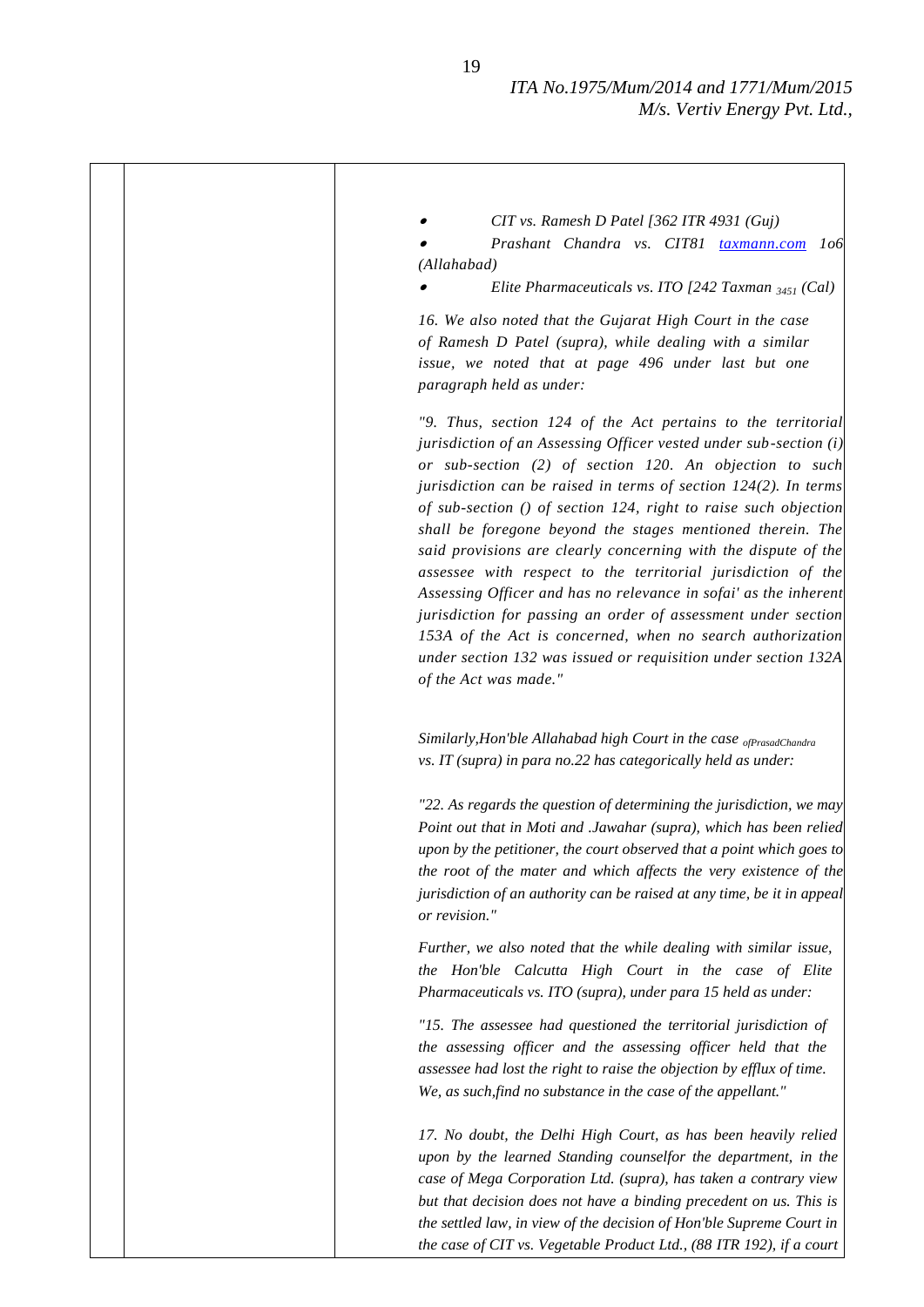- *CIT vs. Ramesh D Patel [362 ITR 4931 (Guj)*
- *Prashant Chandra vs. CIT81 taxmann.com 1o6 (Allahabad)*
- *Elite Pharmaceuticals vs. ITO [242 Taxman $_{3451}$ (Cal)*

*16. We also noted that the Gujarat High Court in the case of Ramesh D Patel (supra), while dealing with a similar issue, we noted that at page 496 under last but one paragraph held as under:*

*"9. Thus, section 124 of the Act pertains to the territorial jurisdiction of an Assessing Officer vested under sub-section (i) or sub-section (2) of section 120. An objection to such jurisdiction can be raised in terms of section 124(2). In terms of sub-section () of section 124, right to raise such objection shall be foregone beyond the stages mentioned therein. The said provisions are clearly concerning with the dispute of the assessee with respect to the territorial jurisdiction of the Assessing Officer and has no relevance in sofai' as the inherent jurisdiction for passing an order of assessment under section 153A of the Act is concerned, when no search authorization under section 132 was issued or requisition under section 132A of the Act was made."*

*Similarly,Hon'ble Allahabad high Court in the case $_{ofPrasadChandra}$ vs. IT (supra) in para no.22 has categorically held as under:*

*"22. As regards the question of determining the jurisdiction, we may Point out that in Moti and .Jawahar (supra), which has been relied upon by the petitioner, the court observed that a point which goes to the root of the mater and which affects the very existence of the jurisdiction of an authority can be raised at any time, be it in appeal or revision."*

*Further, we also noted that the while dealing with similar issue, the Hon'ble Calcutta High Court in the case of Elite Pharmaceuticals vs. ITO (supra), under para 15 held as under:*

*"15. The assessee had questioned the territorial jurisdiction of the assessing officer and the assessing officer held that the assessee had lost the right to raise the objection by efflux of time. We, as such,find no substance in the case of the appellant."*

*17. No doubt, the Delhi High Court, as has been heavily relied upon by the learned Standing counselfor the department, in the case of Mega Corporation Ltd. (supra), has taken a contrary view but that decision does not have a binding precedent on us. This is the settled law, in view of the decision of Hon'ble Supreme Court in the case of CIT vs. Vegetable Product Ltd., (88 ITR 192), if a court*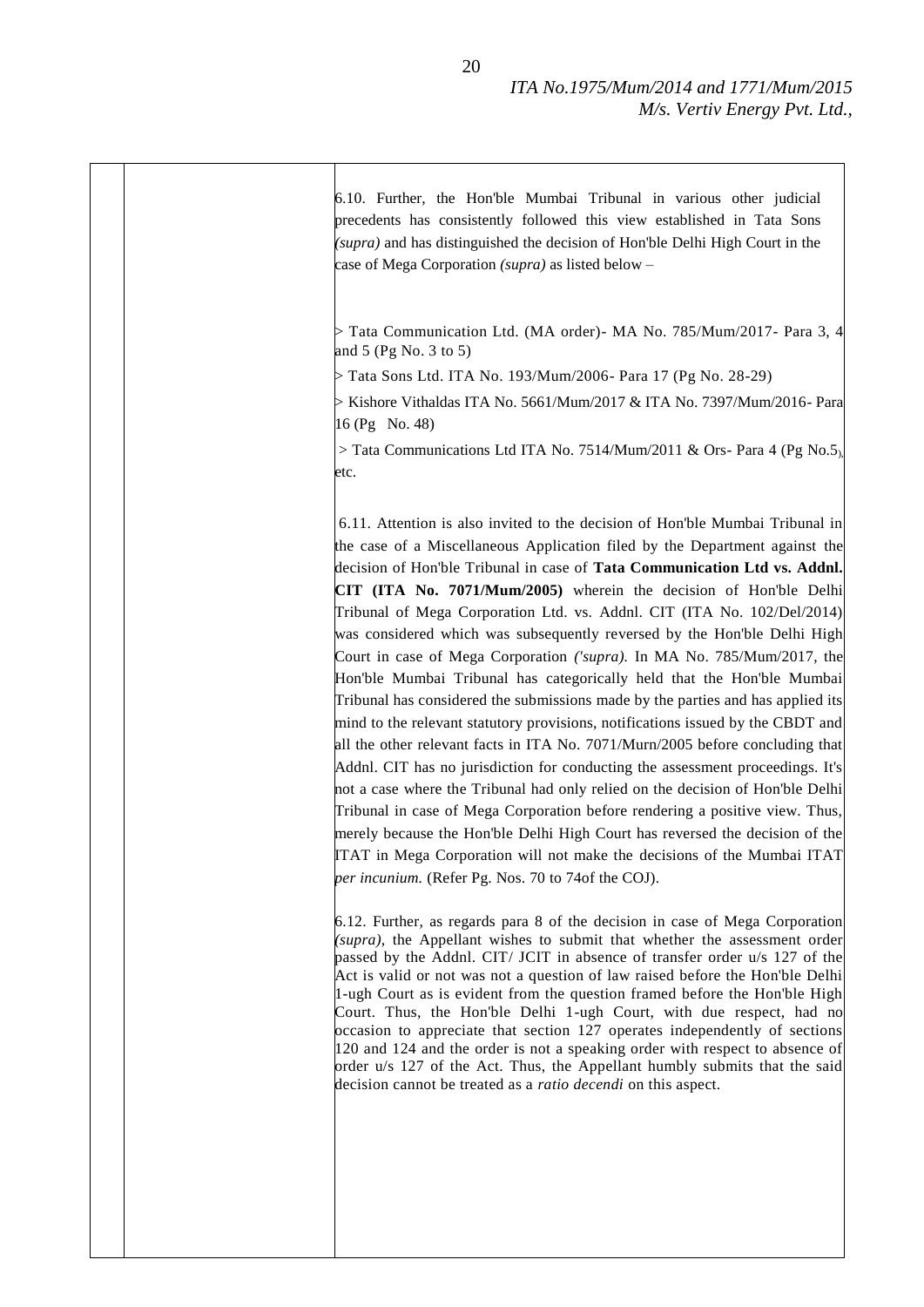6.10. Further, the Hon'ble Mumbai Tribunal in various other judicial precedents has consistently followed this view established in Tata Sons *(supra)* and has distinguished the decision of Hon'ble Delhi High Court in the case of Mega Corporation *(supra)* as listed below –

> Tata Communication Ltd. (MA order)- MA No. 785/Mum/2017- Para 3, 4 and 5 (Pg No. 3 to 5)

> Tata Sons Ltd. ITA No. 193/Mum/2006- Para 17 (Pg No. 28-29)

> Kishore Vithaldas ITA No. 5661/Mum/2017 & ITA No. 7397/Mum/2016- Para 16 (Pg No. 48)

> Tata Communications Ltd ITA No. 7514/Mum/2011 & Ors- Para 4 (Pg No.5), etc.

6.11. Attention is also invited to the decision of Hon'ble Mumbai Tribunal in the case of a Miscellaneous Application filed by the Department against the decision of Hon'ble Tribunal in case of **Tata Communication Ltd vs. Addnl. CIT (ITA No. 7071/Mum/2005)** wherein the decision of Hon'ble Delhi Tribunal of Mega Corporation Ltd. vs. Addnl. CIT (ITA No. 102/Del/2014) was considered which was subsequently reversed by the Hon'ble Delhi High Court in case of Mega Corporation *('supra).* In MA No. 785/Mum/2017, the Hon'ble Mumbai Tribunal has categorically held that the Hon'ble Mumbai Tribunal has considered the submissions made by the parties and has applied its mind to the relevant statutory provisions, notifications issued by the CBDT and all the other relevant facts in ITA No. 7071/Murn/2005 before concluding that Addnl. CIT has no jurisdiction for conducting the assessment proceedings. It's not a case where the Tribunal had only relied on the decision of Hon'ble Delhi Tribunal in case of Mega Corporation before rendering a positive view. Thus, merely because the Hon'ble Delhi High Court has reversed the decision of the ITAT in Mega Corporation will not make the decisions of the Mumbai ITAT *per incunium.* (Refer Pg. Nos. 70 to 74of the COJ).

6.12. Further, as regards para 8 of the decision in case of Mega Corporation *(supra),* the Appellant wishes to submit that whether the assessment order passed by the Addnl. CIT/ JCIT in absence of transfer order u/s 127 of the Act is valid or not was not a question of law raised before the Hon'ble Delhi 1-ugh Court as is evident from the question framed before the Hon'ble High Court. Thus, the Hon'ble Delhi 1-ugh Court, with due respect, had no occasion to appreciate that section 127 operates independently of sections 120 and 124 and the order is not a speaking order with respect to absence of order u/s 127 of the Act. Thus, the Appellant humbly submits that the said decision cannot be treated as a *ratio decendi* on this aspect.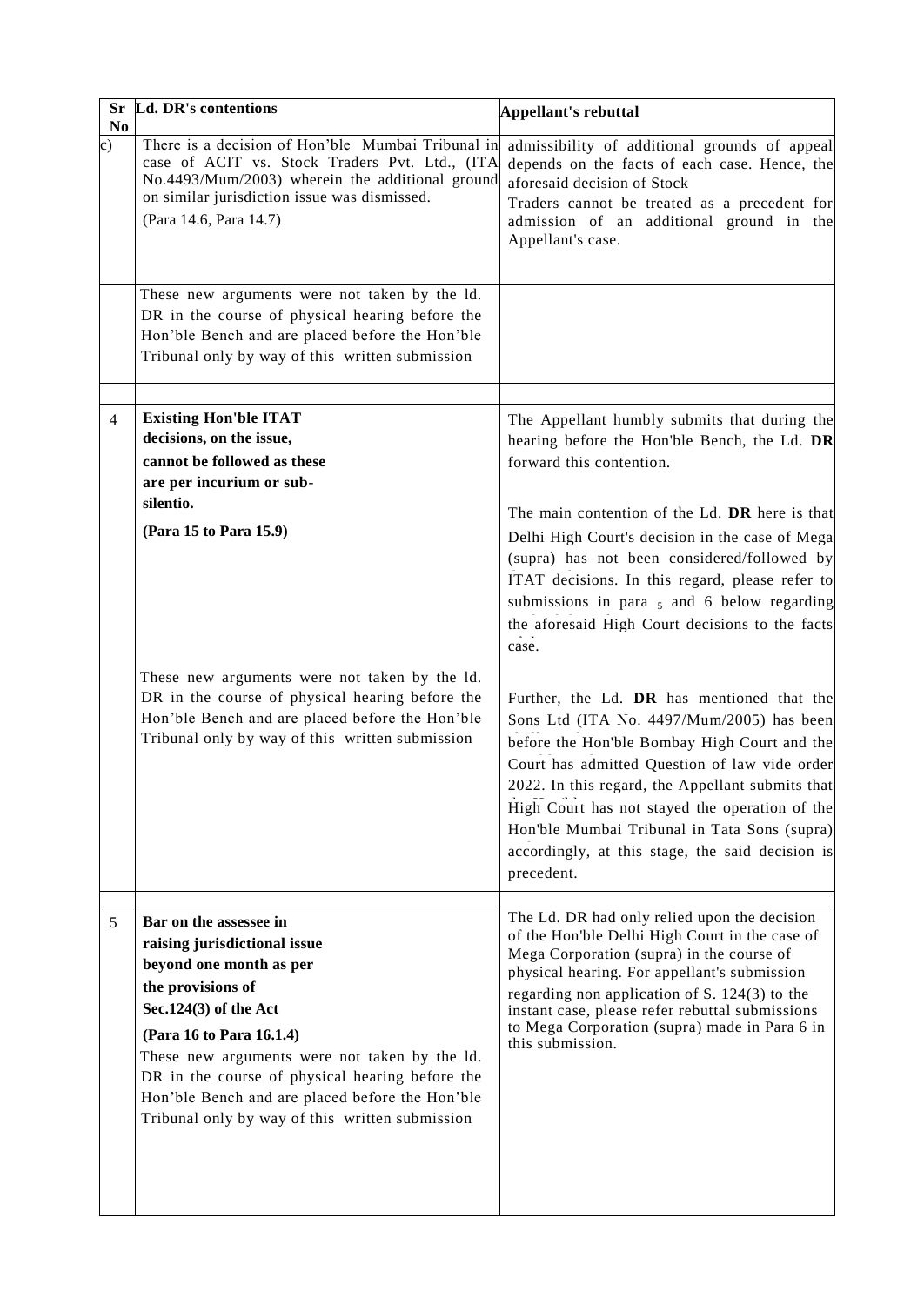| Sr No | Ld. DR's contentions | Appellant's rebuttal |
|---|---|---|
| c) | There is a decision of Hon'ble Mumbai Tribunal in case of ACIT vs. Stock Traders Pvt. Ltd., (ITA No.4493/Mum/2003) wherein the additional ground on similar jurisdiction issue was dismissed.<br>(Para 14.6, Para 14.7) | admissibility of additional grounds of appeal depends on the facts of each case. Hence, the aforesaid decision of Stock Traders cannot be treated as a precedent for admission of an additional ground in the Appellant's case. |
| | These new arguments were not taken by the ld. DR in the course of physical hearing before the Hon'ble Bench and are placed before the Hon'ble Tribunal only by way of this written submission | |
| | | |
| 4 | **Existing Hon'ble ITAT decisions, on the issue, cannot be followed as these are per incurium or sub-silentio.**<br>**(Para 15 to Para 15.9)**<br><br>These new arguments were not taken by the ld. DR in the course of physical hearing before the Hon'ble Bench and are placed before the Hon'ble Tribunal only by way of this written submission | The Appellant humbly submits that during the hearing before the Hon'ble Bench, the Ld. **DR** forward this contention.<br><br>The main contention of the Ld. **DR** here is that Delhi High Court's decision in the case of Mega (supra) has not been considered/followed by ITAT decisions. In this regard, please refer to submissions in para 5 and 6 below regarding the aforesaid High Court decisions to the facts case.<br><br>Further, the Ld. **DR** has mentioned that the Sons Ltd (ITA No. 4497/Mum/2005) has been before the Hon'ble Bombay High Court and the Court has admitted Question of law vide order 2022. In this regard, the Appellant submits that High Court has not stayed the operation of the Hon'ble Mumbai Tribunal in Tata Sons (supra) accordingly, at this stage, the said decision is precedent. |
| | | |
| 5 | **Bar on the assessee in raising jurisdictional issue beyond one month as per the provisions of Sec.124(3) of the Act**<br>**(Para 16 to Para 16.1.4)**<br>These new arguments were not taken by the ld. DR in the course of physical hearing before the Hon'ble Bench and are placed before the Hon'ble Tribunal only by way of this written submission | The Ld. DR had only relied upon the decision of the Hon'ble Delhi High Court in the case of Mega Corporation (supra) in the course of physical hearing. For appellant's submission regarding non application of S. 124(3) to the instant case, please refer rebuttal submissions to Mega Corporation (supra) made in Para 6 in this submission. |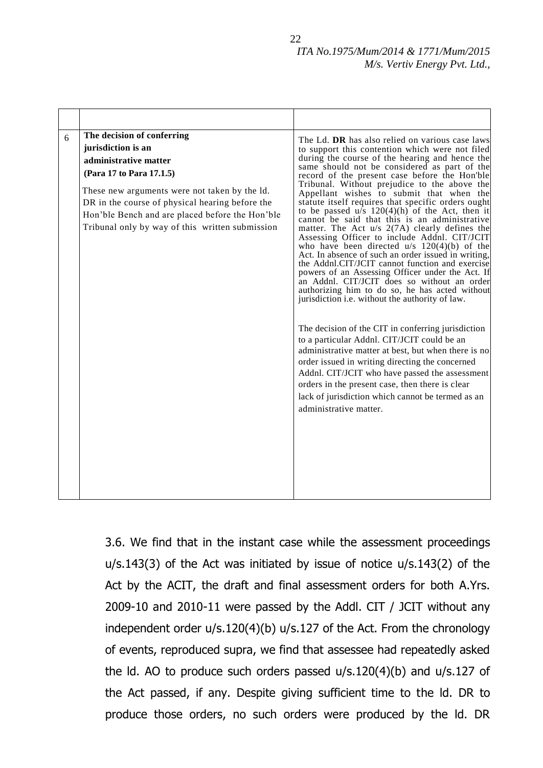|   |   |   |
|---|---|---|
| 6 | **The decision of conferring jurisdiction is an administrative matter (Para 17 to Para 17.1.5)**<br><br>These new arguments were not taken by the ld. DR in the course of physical hearing before the Hon'ble Bench and are placed before the Hon'ble Tribunal only by way of this written submission | The Ld. **DR** has also relied on various case laws to support this contention which were not filed during the course of the hearing and hence the same should not be considered as part of the record of the present case before the Hon'ble Tribunal. Without prejudice to the above the Appellant wishes to submit that when the statute itself requires that specific orders ought to be passed u/s 120(4)(h) of the Act, then it cannot be said that this is an administrative matter. The Act u/s 2(7A) clearly defines the Assessing Officer to include Addnl. CIT/JCIT who have been directed u/s 120(4)(b) of the Act. In absence of such an order issued in writing, the Addnl.CIT/JCIT cannot function and exercise powers of an Assessing Officer under the Act. If an Addnl. CIT/JCIT does so without an order authorizing him to do so, he has acted without jurisdiction i.e. without the authority of law.<br><br>The decision of the CIT in conferring jurisdiction to a particular Addnl. CIT/JCIT could be an administrative matter at best, but when there is no order issued in writing directing the concerned Addnl. CIT/JCIT who have passed the assessment orders in the present case, then there is clear lack of jurisdiction which cannot be termed as an administrative matter. |

3.6. We find that in the instant case while the assessment proceedings u/s.143(3) of the Act was initiated by issue of notice u/s.143(2) of the Act by the ACIT, the draft and final assessment orders for both A.Yrs. 2009-10 and 2010-11 were passed by the Addl. CIT / JCIT without any independent order u/s.120(4)(b) u/s.127 of the Act. From the chronology of events, reproduced supra, we find that assessee had repeatedly asked the ld. AO to produce such orders passed u/s.120(4)(b) and u/s.127 of the Act passed, if any. Despite giving sufficient time to the ld. DR to produce those orders, no such orders were produced by the ld. DR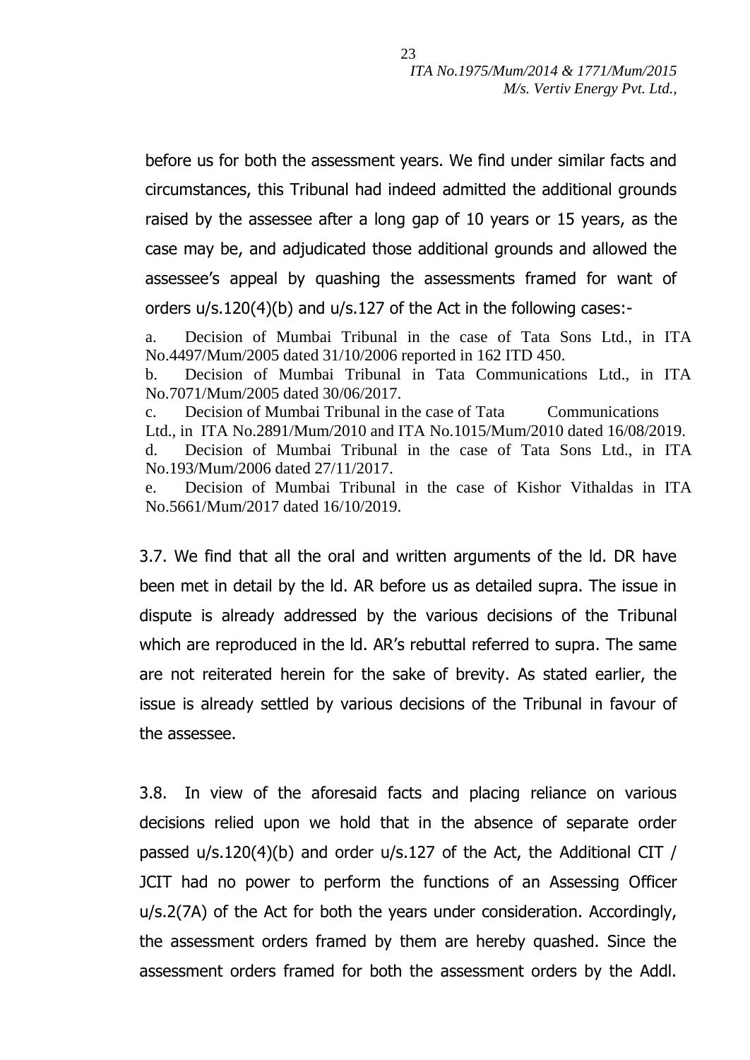before us for both the assessment years. We find under similar facts and circumstances, this Tribunal had indeed admitted the additional grounds raised by the assessee after a long gap of 10 years or 15 years, as the case may be, and adjudicated those additional grounds and allowed the assessee's appeal by quashing the assessments framed for want of orders u/s.120(4)(b) and u/s.127 of the Act in the following cases:-

a. Decision of Mumbai Tribunal in the case of Tata Sons Ltd., in ITA No.4497/Mum/2005 dated 31/10/2006 reported in 162 ITD 450.

b. Decision of Mumbai Tribunal in Tata Communications Ltd., in ITA No.7071/Mum/2005 dated 30/06/2017.

c. Decision of Mumbai Tribunal in the case of Tata Communications Ltd., in ITA No.2891/Mum/2010 and ITA No.1015/Mum/2010 dated 16/08/2019.

d. Decision of Mumbai Tribunal in the case of Tata Sons Ltd., in ITA No.193/Mum/2006 dated 27/11/2017.

e. Decision of Mumbai Tribunal in the case of Kishor Vithaldas in ITA No.5661/Mum/2017 dated 16/10/2019.

3.7. We find that all the oral and written arguments of the ld. DR have been met in detail by the ld. AR before us as detailed supra. The issue in dispute is already addressed by the various decisions of the Tribunal which are reproduced in the ld. AR's rebuttal referred to supra. The same are not reiterated herein for the sake of brevity. As stated earlier, the issue is already settled by various decisions of the Tribunal in favour of the assessee.

3.8. In view of the aforesaid facts and placing reliance on various decisions relied upon we hold that in the absence of separate order passed u/s.120(4)(b) and order u/s.127 of the Act, the Additional CIT / JCIT had no power to perform the functions of an Assessing Officer u/s.2(7A) of the Act for both the years under consideration. Accordingly, the assessment orders framed by them are hereby quashed. Since the assessment orders framed for both the assessment orders by the Addl.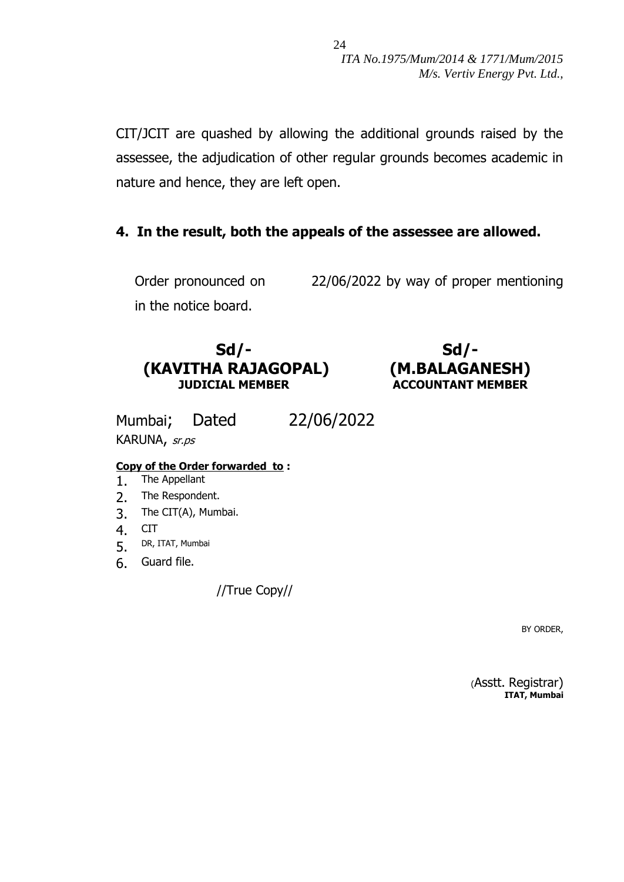CIT/JCIT are quashed by allowing the additional grounds raised by the assessee, the adjudication of other regular grounds becomes academic in nature and hence, they are left open.

**4. In the result, both the appeals of the assessee are allowed.**

Order pronounced on 22/06/2022 by way of proper mentioning in the notice board.

| | |
|---|---|
| **Sd/-** | **Sd/-** |
| **(KAVITHA RAJAGOPAL)** | **(M.BALAGANESH)** |
| **JUDICIAL MEMBER** | **ACCOUNTANT MEMBER** |

Mumbai; Dated 22/06/2022

KARUNA, *sr.ps*

**Copy of the Order forwarded to :**

1. The Appellant
2. The Respondent.
3. The CIT(A), Mumbai.
4. CIT
5. DR, ITAT, Mumbai
6. Guard file.

//True Copy//

BY ORDER,

(Asstt. Registrar)
**ITAT, Mumbai**